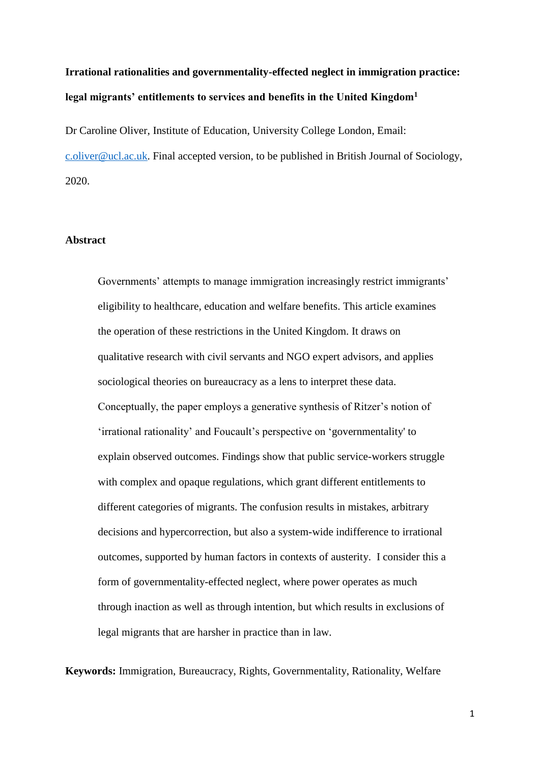# Irrational rationalities and governmentality-effected neglect in immigration practice: legal migrants' entitlements to services and benefits in the United Kingdom[1]

Dr Caroline Oliver, Institute of Education, University College London, Email: c.oliver@ucl.ac.uk. Final accepted version, to be published in British Journal of Sociology, 2020.

## Abstract

Governments' attempts to manage immigration increasingly restrict immigrants' eligibility to healthcare, education and welfare benefits. This article examines the operation of these restrictions in the United Kingdom. It draws on qualitative research with civil servants and NGO expert advisors, and applies sociological theories on bureaucracy as a lens to interpret these data. Conceptually, the paper employs a generative synthesis of Ritzer's notion of 'irrational rationality' and Foucault's perspective on 'governmentality' to explain observed outcomes. Findings show that public service-workers struggle with complex and opaque regulations, which grant different entitlements to different categories of migrants. The confusion results in mistakes, arbitrary decisions and hypercorrection, but also a system-wide indifference to irrational outcomes, supported by human factors in contexts of austerity. I consider this a form of governmentality-effected neglect, where power operates as much through inaction as well as through intention, but which results in exclusions of legal migrants that are harsher in practice than in law.

**Keywords:** Immigration, Bureaucracy, Rights, Governmentality, Rationality, Welfare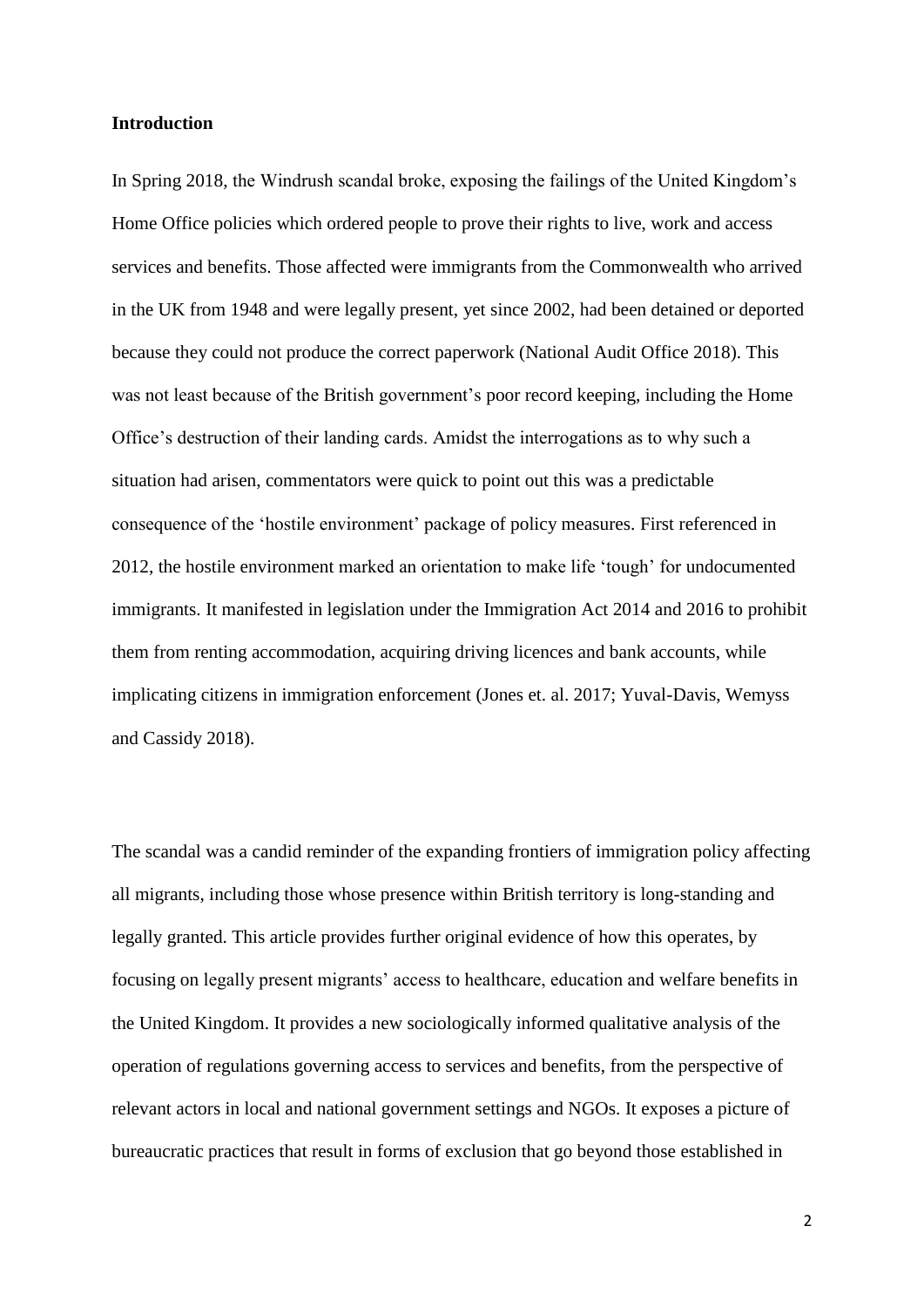**Introduction**

In Spring 2018, the Windrush scandal broke, exposing the failings of the United Kingdom's Home Office policies which ordered people to prove their rights to live, work and access services and benefits. Those affected were immigrants from the Commonwealth who arrived in the UK from 1948 and were legally present, yet since 2002, had been detained or deported because they could not produce the correct paperwork (National Audit Office 2018). This was not least because of the British government's poor record keeping, including the Home Office's destruction of their landing cards. Amidst the interrogations as to why such a situation had arisen, commentators were quick to point out this was a predictable consequence of the 'hostile environment' package of policy measures. First referenced in 2012, the hostile environment marked an orientation to make life 'tough' for undocumented immigrants. It manifested in legislation under the Immigration Act 2014 and 2016 to prohibit them from renting accommodation, acquiring driving licences and bank accounts, while implicating citizens in immigration enforcement (Jones et. al. 2017; Yuval-Davis, Wemyss and Cassidy 2018).

The scandal was a candid reminder of the expanding frontiers of immigration policy affecting all migrants, including those whose presence within British territory is long-standing and legally granted. This article provides further original evidence of how this operates, by focusing on legally present migrants' access to healthcare, education and welfare benefits in the United Kingdom. It provides a new sociologically informed qualitative analysis of the operation of regulations governing access to services and benefits, from the perspective of relevant actors in local and national government settings and NGOs. It exposes a picture of bureaucratic practices that result in forms of exclusion that go beyond those established in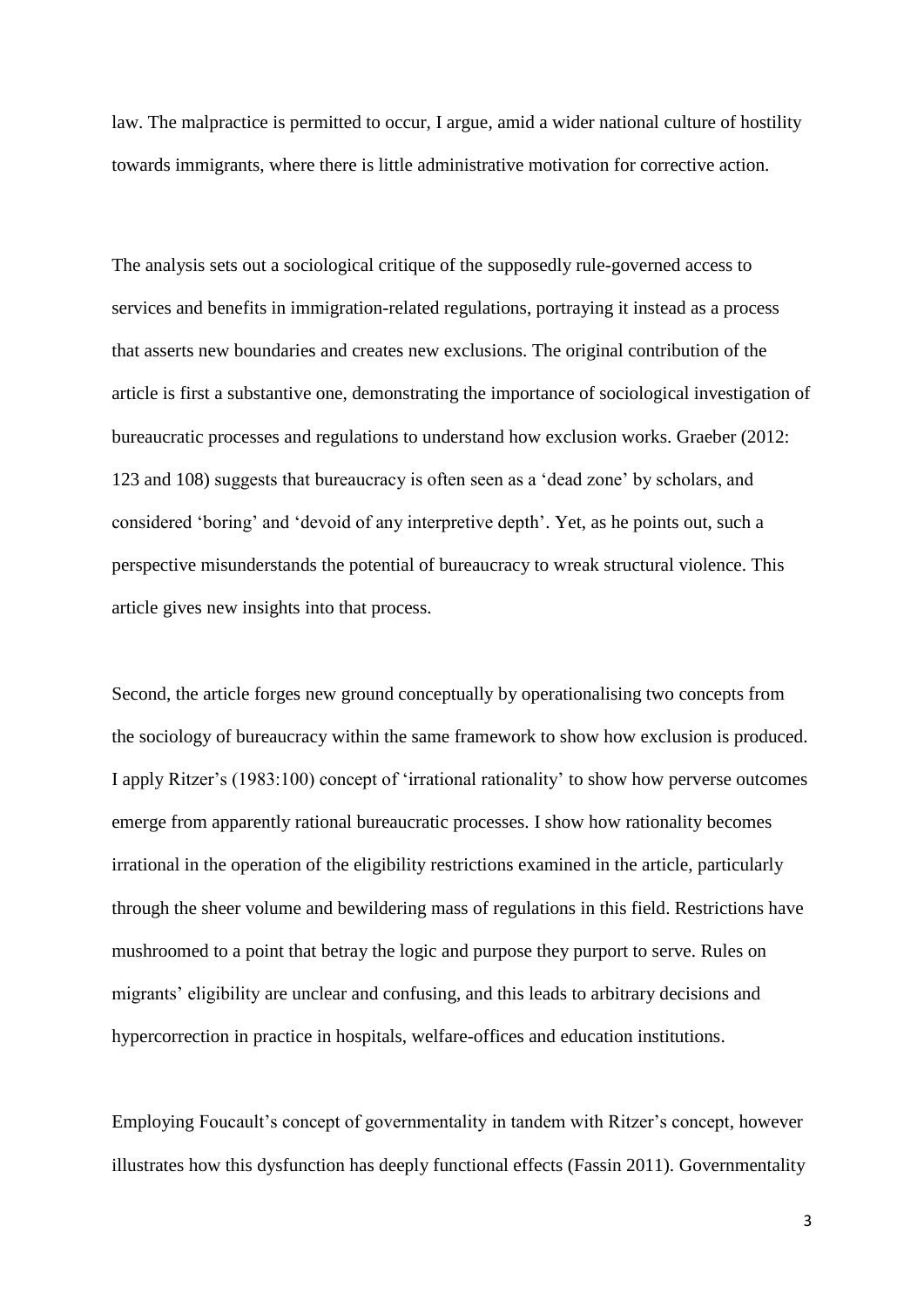law. The malpractice is permitted to occur, I argue, amid a wider national culture of hostility towards immigrants, where there is little administrative motivation for corrective action.

The analysis sets out a sociological critique of the supposedly rule-governed access to services and benefits in immigration-related regulations, portraying it instead as a process that asserts new boundaries and creates new exclusions. The original contribution of the article is first a substantive one, demonstrating the importance of sociological investigation of bureaucratic processes and regulations to understand how exclusion works. Graeber (2012: 123 and 108) suggests that bureaucracy is often seen as a 'dead zone' by scholars, and considered 'boring' and 'devoid of any interpretive depth'. Yet, as he points out, such a perspective misunderstands the potential of bureaucracy to wreak structural violence. This article gives new insights into that process.

Second, the article forges new ground conceptually by operationalising two concepts from the sociology of bureaucracy within the same framework to show how exclusion is produced. I apply Ritzer's (1983:100) concept of 'irrational rationality' to show how perverse outcomes emerge from apparently rational bureaucratic processes. I show how rationality becomes irrational in the operation of the eligibility restrictions examined in the article, particularly through the sheer volume and bewildering mass of regulations in this field. Restrictions have mushroomed to a point that betray the logic and purpose they purport to serve. Rules on migrants' eligibility are unclear and confusing, and this leads to arbitrary decisions and hypercorrection in practice in hospitals, welfare-offices and education institutions.

Employing Foucault's concept of governmentality in tandem with Ritzer's concept, however illustrates how this dysfunction has deeply functional effects (Fassin 2011). Governmentality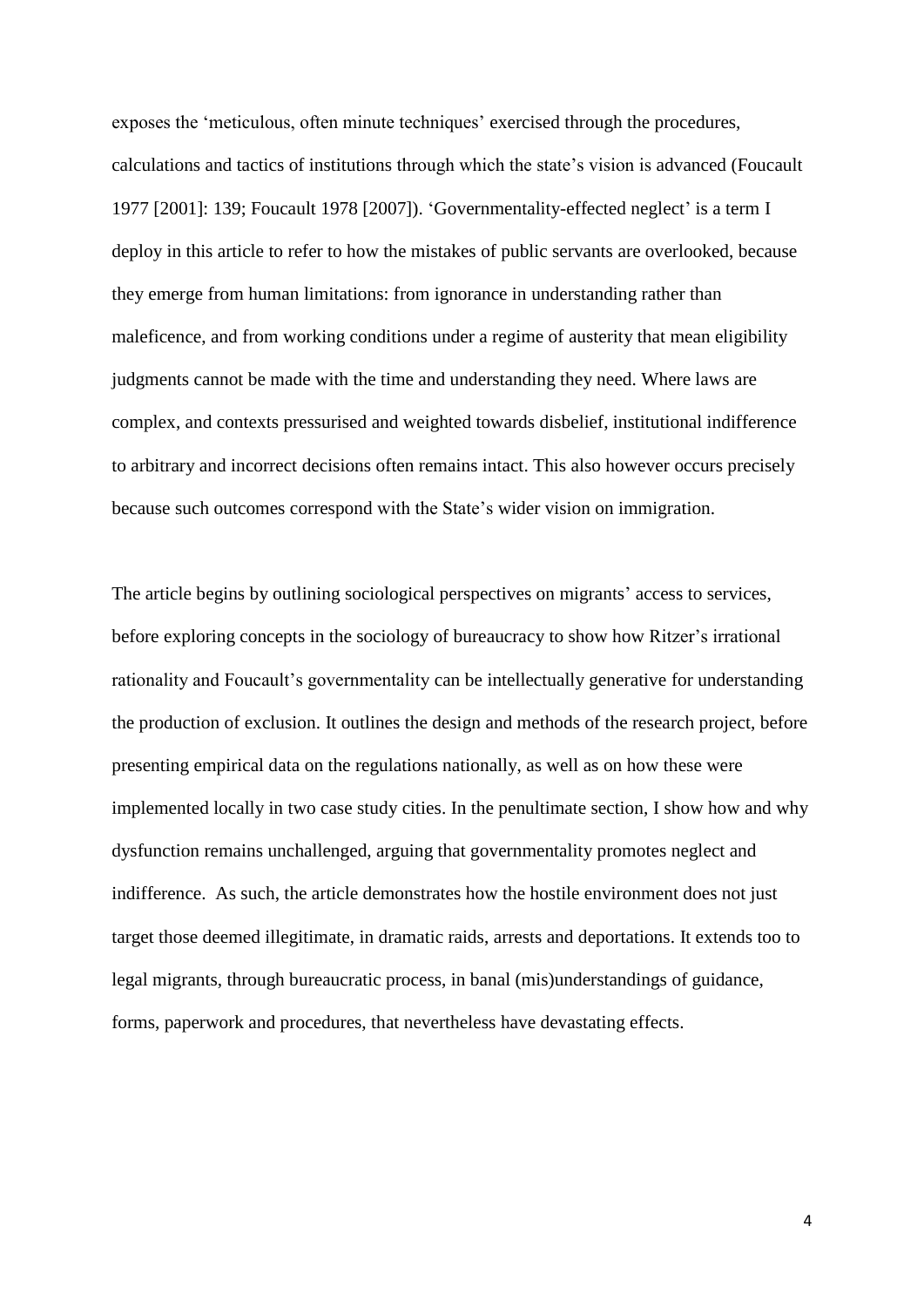exposes the 'meticulous, often minute techniques' exercised through the procedures, calculations and tactics of institutions through which the state's vision is advanced (Foucault 1977 [2001]: 139; Foucault 1978 [2007]). 'Governmentality-effected neglect' is a term I deploy in this article to refer to how the mistakes of public servants are overlooked, because they emerge from human limitations: from ignorance in understanding rather than maleficence, and from working conditions under a regime of austerity that mean eligibility judgments cannot be made with the time and understanding they need. Where laws are complex, and contexts pressurised and weighted towards disbelief, institutional indifference to arbitrary and incorrect decisions often remains intact. This also however occurs precisely because such outcomes correspond with the State's wider vision on immigration.

The article begins by outlining sociological perspectives on migrants' access to services, before exploring concepts in the sociology of bureaucracy to show how Ritzer's irrational rationality and Foucault's governmentality can be intellectually generative for understanding the production of exclusion. It outlines the design and methods of the research project, before presenting empirical data on the regulations nationally, as well as on how these were implemented locally in two case study cities. In the penultimate section, I show how and why dysfunction remains unchallenged, arguing that governmentality promotes neglect and indifference. As such, the article demonstrates how the hostile environment does not just target those deemed illegitimate, in dramatic raids, arrests and deportations. It extends too to legal migrants, through bureaucratic process, in banal (mis)understandings of guidance, forms, paperwork and procedures, that nevertheless have devastating effects.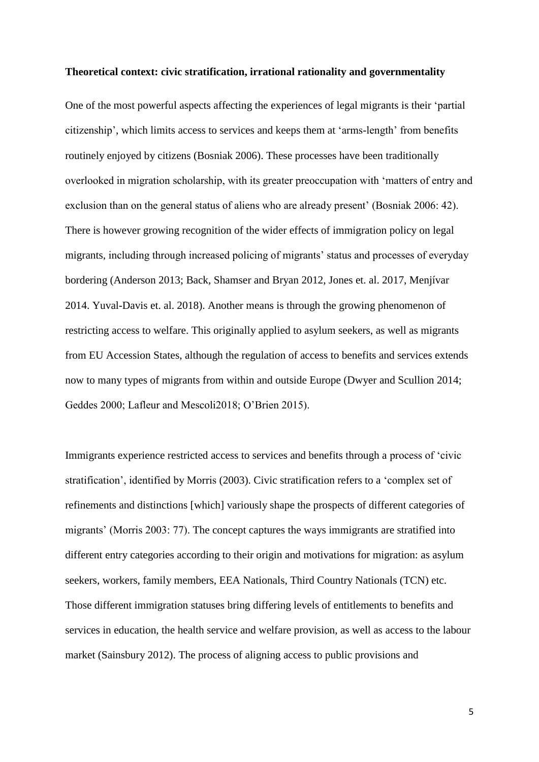**Theoretical context: civic stratification, irrational rationality and governmentality**

One of the most powerful aspects affecting the experiences of legal migrants is their 'partial citizenship', which limits access to services and keeps them at 'arms-length' from benefits routinely enjoyed by citizens (Bosniak 2006). These processes have been traditionally overlooked in migration scholarship, with its greater preoccupation with 'matters of entry and exclusion than on the general status of aliens who are already present' (Bosniak 2006: 42). There is however growing recognition of the wider effects of immigration policy on legal migrants, including through increased policing of migrants' status and processes of everyday bordering (Anderson 2013; Back, Shamser and Bryan 2012, Jones et. al. 2017, Menjívar 2014. Yuval-Davis et. al. 2018). Another means is through the growing phenomenon of restricting access to welfare. This originally applied to asylum seekers, as well as migrants from EU Accession States, although the regulation of access to benefits and services extends now to many types of migrants from within and outside Europe (Dwyer and Scullion 2014; Geddes 2000; Lafleur and Mescoli2018; O'Brien 2015).

Immigrants experience restricted access to services and benefits through a process of 'civic stratification', identified by Morris (2003). Civic stratification refers to a 'complex set of refinements and distinctions [which] variously shape the prospects of different categories of migrants' (Morris 2003: 77). The concept captures the ways immigrants are stratified into different entry categories according to their origin and motivations for migration: as asylum seekers, workers, family members, EEA Nationals, Third Country Nationals (TCN) etc. Those different immigration statuses bring differing levels of entitlements to benefits and services in education, the health service and welfare provision, as well as access to the labour market (Sainsbury 2012). The process of aligning access to public provisions and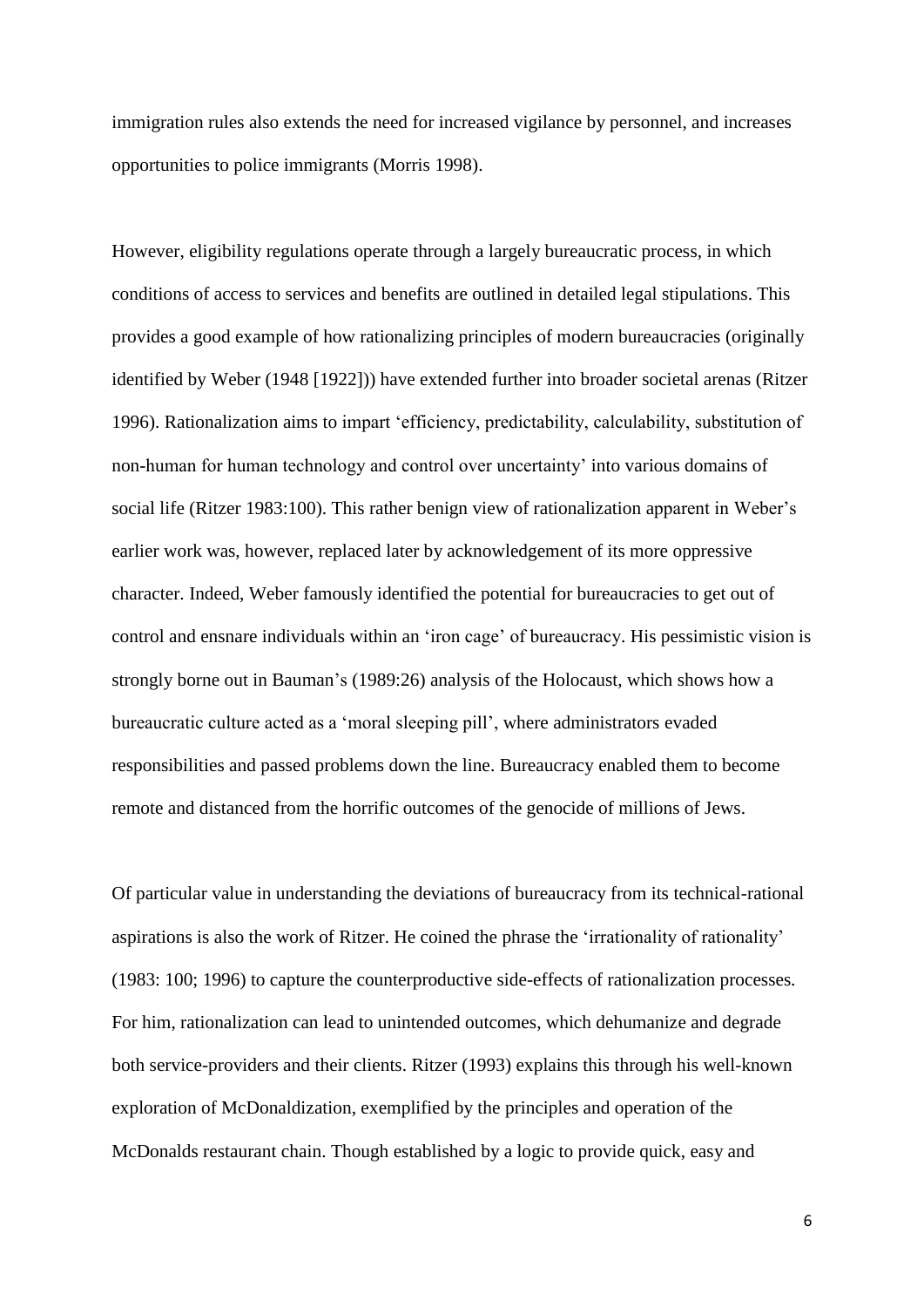immigration rules also extends the need for increased vigilance by personnel, and increases opportunities to police immigrants (Morris 1998).

However, eligibility regulations operate through a largely bureaucratic process, in which conditions of access to services and benefits are outlined in detailed legal stipulations. This provides a good example of how rationalizing principles of modern bureaucracies (originally identified by Weber (1948 [1922])) have extended further into broader societal arenas (Ritzer 1996). Rationalization aims to impart 'efficiency, predictability, calculability, substitution of non-human for human technology and control over uncertainty' into various domains of social life (Ritzer 1983:100). This rather benign view of rationalization apparent in Weber's earlier work was, however, replaced later by acknowledgement of its more oppressive character. Indeed, Weber famously identified the potential for bureaucracies to get out of control and ensnare individuals within an 'iron cage' of bureaucracy. His pessimistic vision is strongly borne out in Bauman's (1989:26) analysis of the Holocaust, which shows how a bureaucratic culture acted as a 'moral sleeping pill', where administrators evaded responsibilities and passed problems down the line. Bureaucracy enabled them to become remote and distanced from the horrific outcomes of the genocide of millions of Jews.

Of particular value in understanding the deviations of bureaucracy from its technical-rational aspirations is also the work of Ritzer. He coined the phrase the 'irrationality of rationality' (1983: 100; 1996) to capture the counterproductive side-effects of rationalization processes. For him, rationalization can lead to unintended outcomes, which dehumanize and degrade both service-providers and their clients. Ritzer (1993) explains this through his well-known exploration of McDonaldization, exemplified by the principles and operation of the McDonalds restaurant chain. Though established by a logic to provide quick, easy and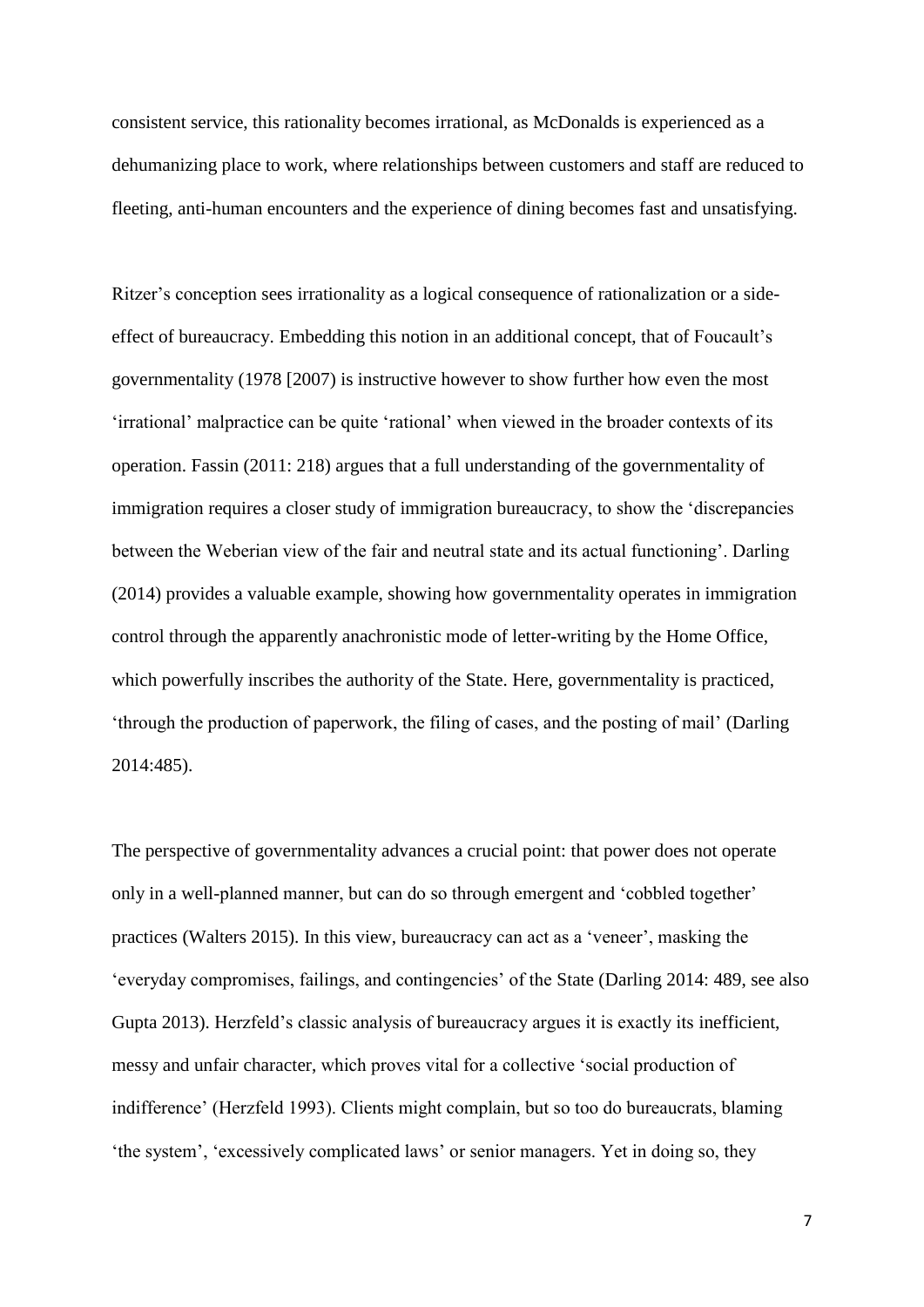consistent service, this rationality becomes irrational, as McDonalds is experienced as a dehumanizing place to work, where relationships between customers and staff are reduced to fleeting, anti-human encounters and the experience of dining becomes fast and unsatisfying.

Ritzer's conception sees irrationality as a logical consequence of rationalization or a side-effect of bureaucracy. Embedding this notion in an additional concept, that of Foucault's governmentality (1978 [2007) is instructive however to show further how even the most 'irrational' malpractice can be quite 'rational' when viewed in the broader contexts of its operation. Fassin (2011: 218) argues that a full understanding of the governmentality of immigration requires a closer study of immigration bureaucracy, to show the 'discrepancies between the Weberian view of the fair and neutral state and its actual functioning'. Darling (2014) provides a valuable example, showing how governmentality operates in immigration control through the apparently anachronistic mode of letter-writing by the Home Office, which powerfully inscribes the authority of the State. Here, governmentality is practiced, 'through the production of paperwork, the filing of cases, and the posting of mail' (Darling 2014:485).

The perspective of governmentality advances a crucial point: that power does not operate only in a well-planned manner, but can do so through emergent and 'cobbled together' practices (Walters 2015). In this view, bureaucracy can act as a 'veneer', masking the 'everyday compromises, failings, and contingencies' of the State (Darling 2014: 489, see also Gupta 2013). Herzfeld's classic analysis of bureaucracy argues it is exactly its inefficient, messy and unfair character, which proves vital for a collective 'social production of indifference' (Herzfeld 1993). Clients might complain, but so too do bureaucrats, blaming 'the system', 'excessively complicated laws' or senior managers. Yet in doing so, they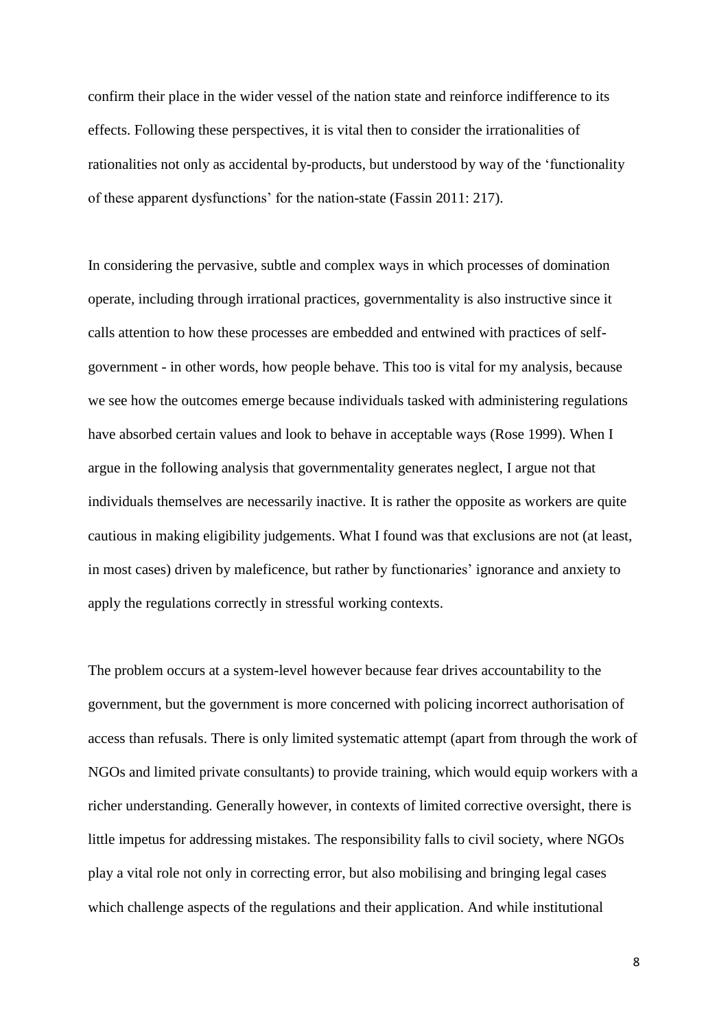confirm their place in the wider vessel of the nation state and reinforce indifference to its effects. Following these perspectives, it is vital then to consider the irrationalities of rationalities not only as accidental by-products, but understood by way of the 'functionality of these apparent dysfunctions' for the nation-state (Fassin 2011: 217).

In considering the pervasive, subtle and complex ways in which processes of domination operate, including through irrational practices, governmentality is also instructive since it calls attention to how these processes are embedded and entwined with practices of self-government - in other words, how people behave. This too is vital for my analysis, because we see how the outcomes emerge because individuals tasked with administering regulations have absorbed certain values and look to behave in acceptable ways (Rose 1999). When I argue in the following analysis that governmentality generates neglect, I argue not that individuals themselves are necessarily inactive. It is rather the opposite as workers are quite cautious in making eligibility judgements. What I found was that exclusions are not (at least, in most cases) driven by maleficence, but rather by functionaries' ignorance and anxiety to apply the regulations correctly in stressful working contexts.

The problem occurs at a system-level however because fear drives accountability to the government, but the government is more concerned with policing incorrect authorisation of access than refusals. There is only limited systematic attempt (apart from through the work of NGOs and limited private consultants) to provide training, which would equip workers with a richer understanding. Generally however, in contexts of limited corrective oversight, there is little impetus for addressing mistakes. The responsibility falls to civil society, where NGOs play a vital role not only in correcting error, but also mobilising and bringing legal cases which challenge aspects of the regulations and their application. And while institutional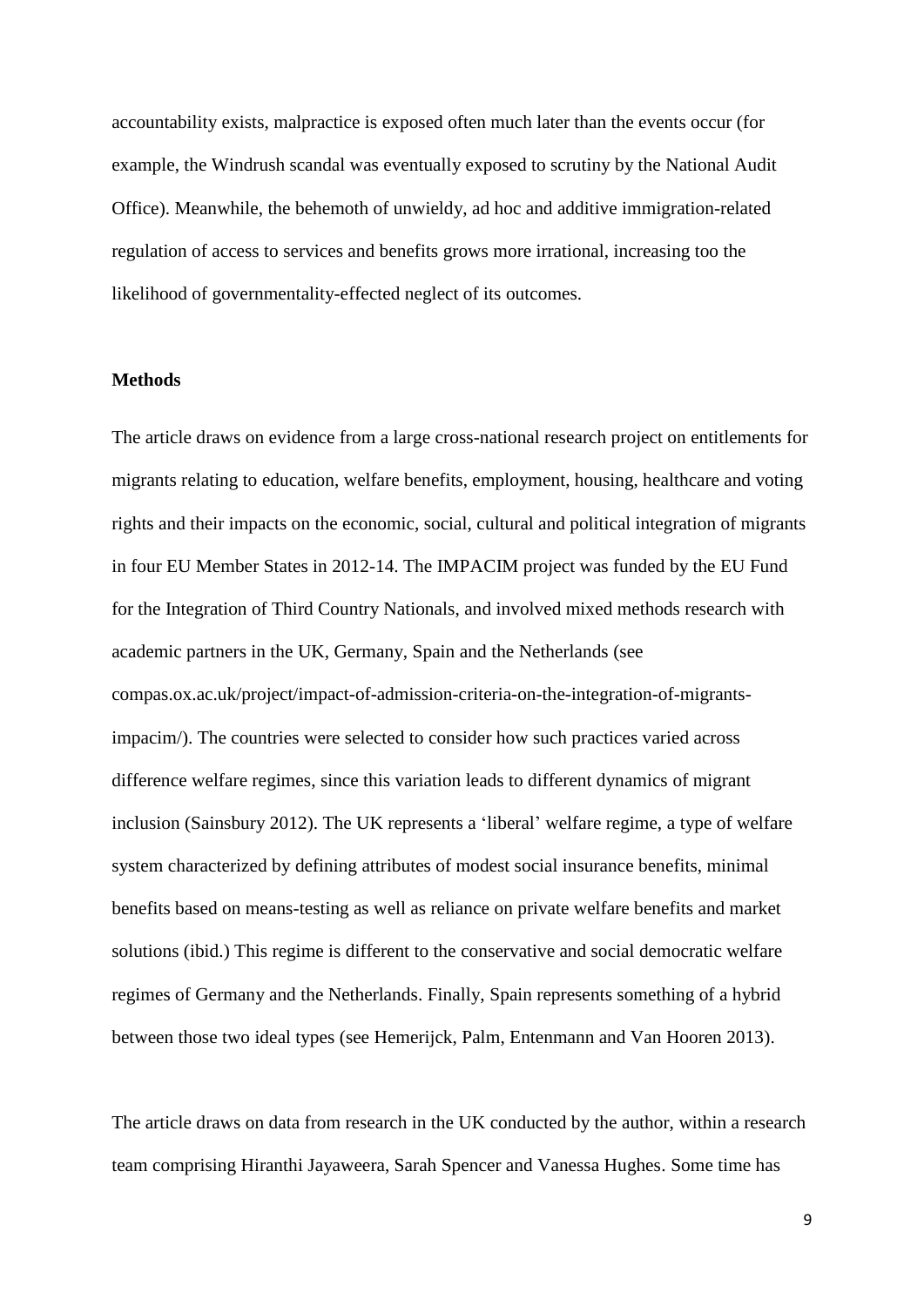accountability exists, malpractice is exposed often much later than the events occur (for example, the Windrush scandal was eventually exposed to scrutiny by the National Audit Office). Meanwhile, the behemoth of unwieldy, ad hoc and additive immigration-related regulation of access to services and benefits grows more irrational, increasing too the likelihood of governmentality-effected neglect of its outcomes.

## Methods

The article draws on evidence from a large cross-national research project on entitlements for migrants relating to education, welfare benefits, employment, housing, healthcare and voting rights and their impacts on the economic, social, cultural and political integration of migrants in four EU Member States in 2012-14. The IMPACIM project was funded by the EU Fund for the Integration of Third Country Nationals, and involved mixed methods research with academic partners in the UK, Germany, Spain and the Netherlands (see compas.ox.ac.uk/project/impact-of-admission-criteria-on-the-integration-of-migrants-impacim/). The countries were selected to consider how such practices varied across difference welfare regimes, since this variation leads to different dynamics of migrant inclusion (Sainsbury 2012). The UK represents a 'liberal' welfare regime, a type of welfare system characterized by defining attributes of modest social insurance benefits, minimal benefits based on means-testing as well as reliance on private welfare benefits and market solutions (ibid.) This regime is different to the conservative and social democratic welfare regimes of Germany and the Netherlands. Finally, Spain represents something of a hybrid between those two ideal types (see Hemerijck, Palm, Entenmann and Van Hooren 2013).

The article draws on data from research in the UK conducted by the author, within a research team comprising Hiranthi Jayaweera, Sarah Spencer and Vanessa Hughes. Some time has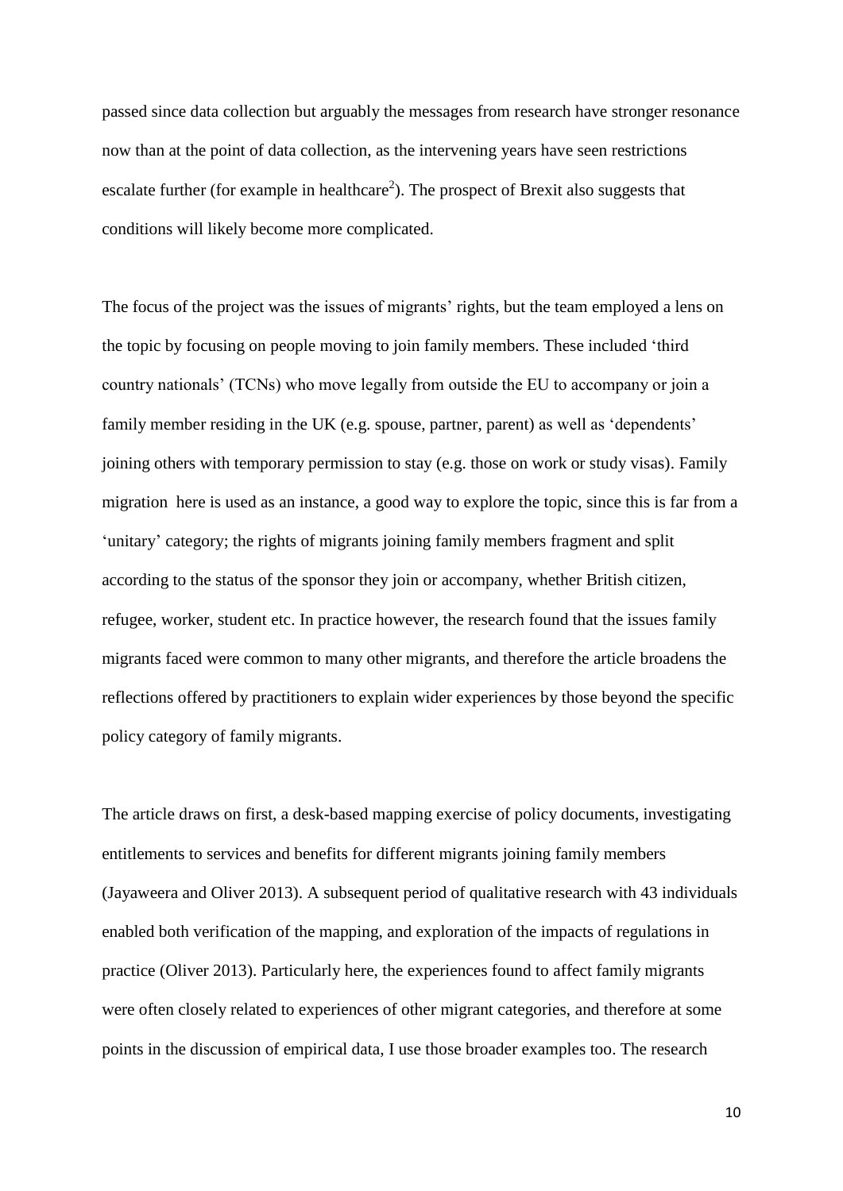passed since data collection but arguably the messages from research have stronger resonance now than at the point of data collection, as the intervening years have seen restrictions escalate further (for example in healthcare[2]). The prospect of Brexit also suggests that conditions will likely become more complicated.

The focus of the project was the issues of migrants' rights, but the team employed a lens on the topic by focusing on people moving to join family members. These included 'third country nationals' (TCNs) who move legally from outside the EU to accompany or join a family member residing in the UK (e.g. spouse, partner, parent) as well as 'dependents' joining others with temporary permission to stay (e.g. those on work or study visas). Family migration here is used as an instance, a good way to explore the topic, since this is far from a 'unitary' category; the rights of migrants joining family members fragment and split according to the status of the sponsor they join or accompany, whether British citizen, refugee, worker, student etc. In practice however, the research found that the issues family migrants faced were common to many other migrants, and therefore the article broadens the reflections offered by practitioners to explain wider experiences by those beyond the specific policy category of family migrants.

The article draws on first, a desk-based mapping exercise of policy documents, investigating entitlements to services and benefits for different migrants joining family members (Jayaweera and Oliver 2013). A subsequent period of qualitative research with 43 individuals enabled both verification of the mapping, and exploration of the impacts of regulations in practice (Oliver 2013). Particularly here, the experiences found to affect family migrants were often closely related to experiences of other migrant categories, and therefore at some points in the discussion of empirical data, I use those broader examples too. The research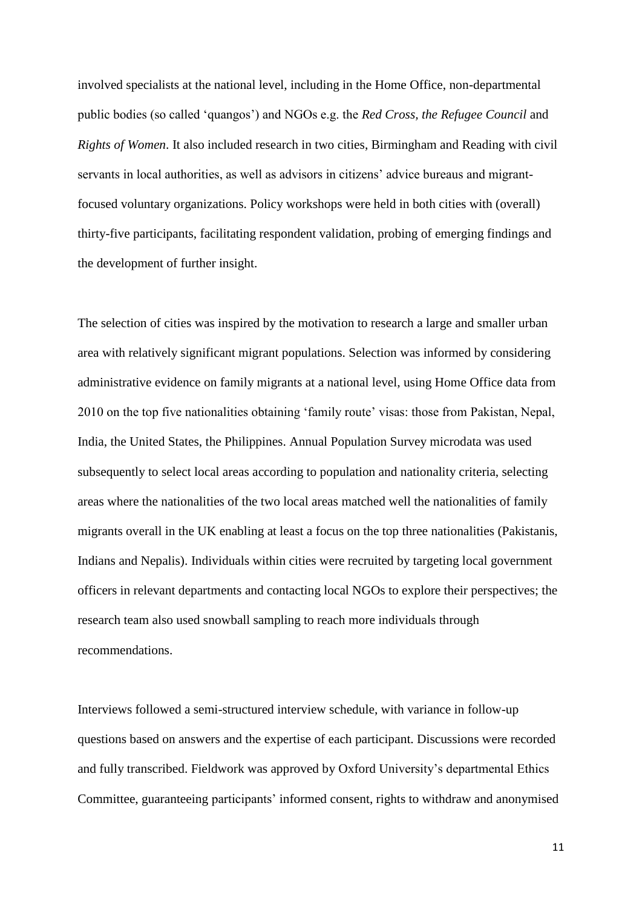involved specialists at the national level, including in the Home Office, non-departmental public bodies (so called 'quangos') and NGOs e.g. the *Red Cross, the Refugee Council* and *Rights of Women*. It also included research in two cities, Birmingham and Reading with civil servants in local authorities, as well as advisors in citizens' advice bureaus and migrant-focused voluntary organizations. Policy workshops were held in both cities with (overall) thirty-five participants, facilitating respondent validation, probing of emerging findings and the development of further insight.

The selection of cities was inspired by the motivation to research a large and smaller urban area with relatively significant migrant populations. Selection was informed by considering administrative evidence on family migrants at a national level, using Home Office data from 2010 on the top five nationalities obtaining 'family route' visas: those from Pakistan, Nepal, India, the United States, the Philippines. Annual Population Survey microdata was used subsequently to select local areas according to population and nationality criteria, selecting areas where the nationalities of the two local areas matched well the nationalities of family migrants overall in the UK enabling at least a focus on the top three nationalities (Pakistanis, Indians and Nepalis). Individuals within cities were recruited by targeting local government officers in relevant departments and contacting local NGOs to explore their perspectives; the research team also used snowball sampling to reach more individuals through recommendations.

Interviews followed a semi-structured interview schedule, with variance in follow-up questions based on answers and the expertise of each participant. Discussions were recorded and fully transcribed. Fieldwork was approved by Oxford University's departmental Ethics Committee, guaranteeing participants' informed consent, rights to withdraw and anonymised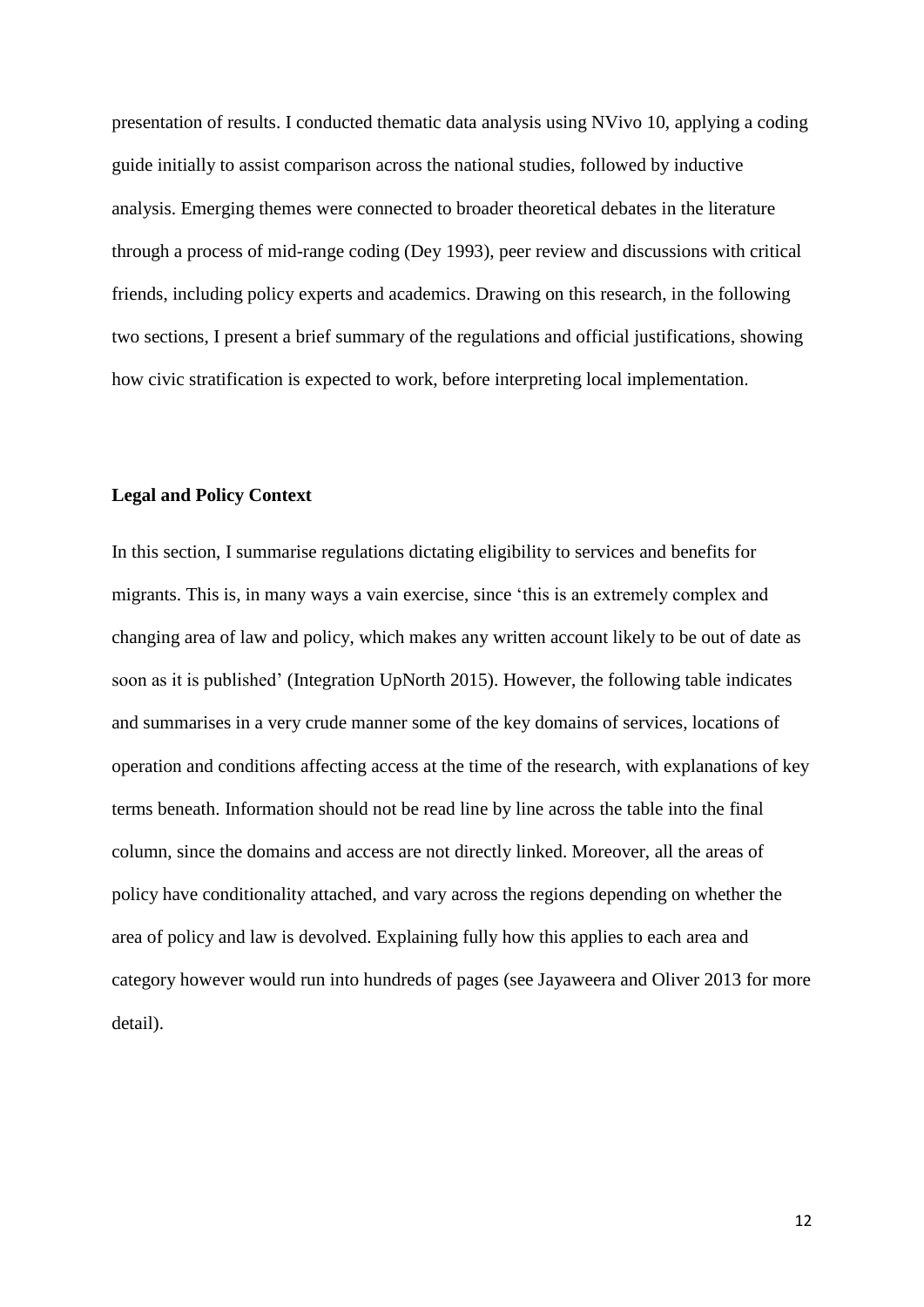presentation of results. I conducted thematic data analysis using NVivo 10, applying a coding guide initially to assist comparison across the national studies, followed by inductive analysis. Emerging themes were connected to broader theoretical debates in the literature through a process of mid-range coding (Dey 1993), peer review and discussions with critical friends, including policy experts and academics. Drawing on this research, in the following two sections, I present a brief summary of the regulations and official justifications, showing how civic stratification is expected to work, before interpreting local implementation.

### Legal and Policy Context

In this section, I summarise regulations dictating eligibility to services and benefits for migrants. This is, in many ways a vain exercise, since 'this is an extremely complex and changing area of law and policy, which makes any written account likely to be out of date as soon as it is published' (Integration UpNorth 2015). However, the following table indicates and summarises in a very crude manner some of the key domains of services, locations of operation and conditions affecting access at the time of the research, with explanations of key terms beneath. Information should not be read line by line across the table into the final column, since the domains and access are not directly linked. Moreover, all the areas of policy have conditionality attached, and vary across the regions depending on whether the area of policy and law is devolved. Explaining fully how this applies to each area and category however would run into hundreds of pages (see Jayaweera and Oliver 2013 for more detail).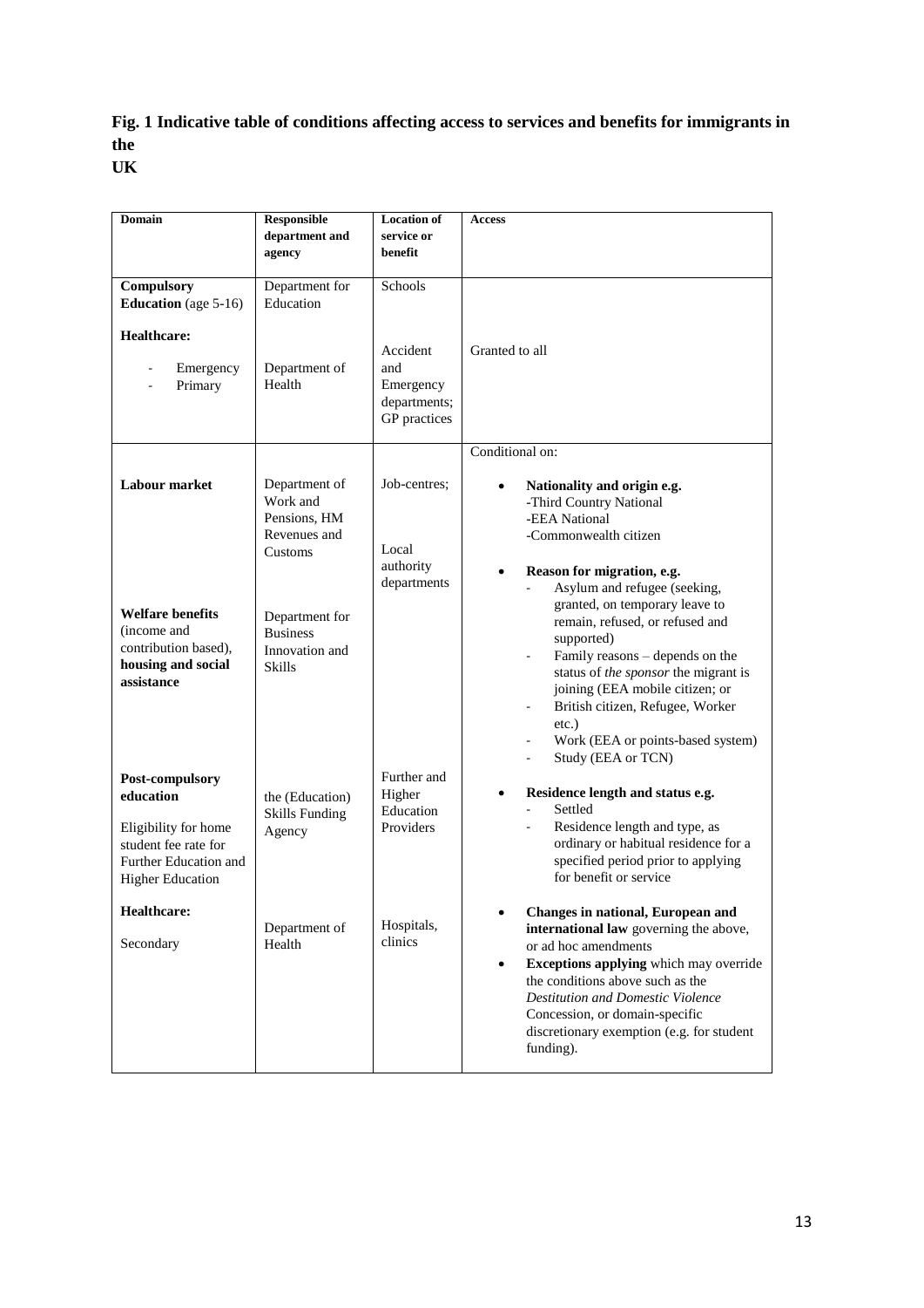**Fig. 1 Indicative table of conditions affecting access to services and benefits for immigrants in the UK**

| Domain | Responsible department and agency | Location of service or benefit | Access |
|---|---|---|---|
| **Compulsory Education** (age 5-16) | Department for Education | Schools | Granted to all |
| **Healthcare:** - Emergency - Primary | Department of Health | Accident and Emergency departments; GP practices | |
| **Labour market** | Department of Work and Pensions, HM Revenues and Customs | Job-centres; | Conditional on: • **Nationality and origin e.g.** -Third Country National -EEA National -Commonwealth citizen • **Reason for migration, e.g.** - Asylum and refugee (seeking, granted, on temporary leave to remain, refused, or refused and supported) - Family reasons – depends on the status of *the sponsor* the migrant is joining (EEA mobile citizen; or - British citizen, Refugee, Worker etc.) - Work (EEA or points-based system) - Study (EEA or TCN) • **Residence length and status e.g.** - Settled - Residence length and type, as ordinary or habitual residence for a specified period prior to applying for benefit or service • **Changes in national, European and international law** governing the above, or ad hoc amendments • **Exceptions applying** which may override the conditions above such as the *Destitution and Domestic Violence* Concession, or domain-specific discretionary exemption (e.g. for student funding). |
| **Welfare benefits** (income and contribution based), **housing and social assistance** | Department for Business Innovation and Skills | Local authority departments | |
| **Post-compulsory education** Eligibility for home student fee rate for Further Education and Higher Education | the (Education) Skills Funding Agency | Further and Higher Education Providers | |
| **Healthcare:** Secondary | Department of Health | Hospitals, clinics | |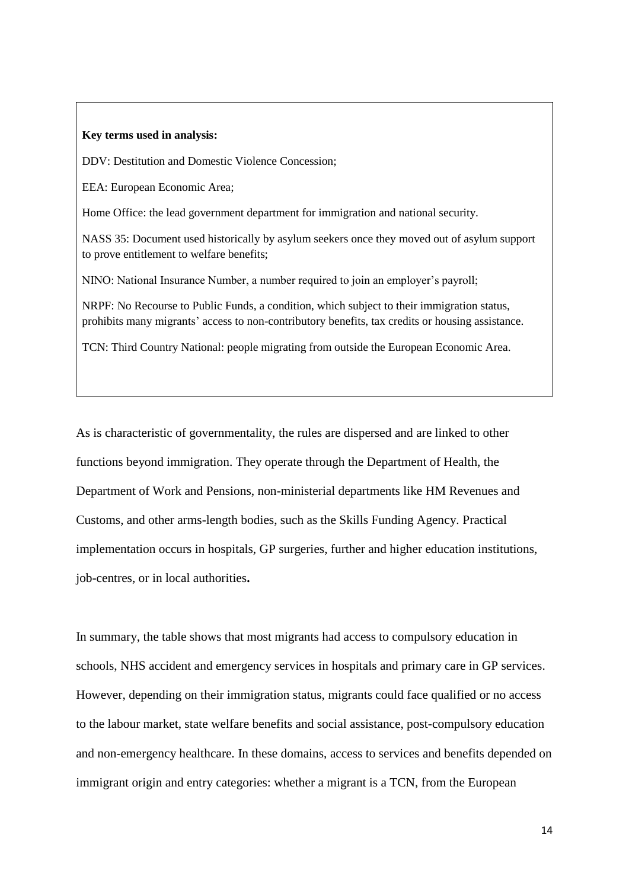**Key terms used in analysis:**

DDV: Destitution and Domestic Violence Concession;

EEA: European Economic Area;

Home Office: the lead government department for immigration and national security.

NASS 35: Document used historically by asylum seekers once they moved out of asylum support to prove entitlement to welfare benefits;

NINO: National Insurance Number, a number required to join an employer's payroll;

NRPF: No Recourse to Public Funds, a condition, which subject to their immigration status, prohibits many migrants' access to non-contributory benefits, tax credits or housing assistance.

TCN: Third Country National: people migrating from outside the European Economic Area.

As is characteristic of governmentality, the rules are dispersed and are linked to other functions beyond immigration. They operate through the Department of Health, the Department of Work and Pensions, non-ministerial departments like HM Revenues and Customs, and other arms-length bodies, such as the Skills Funding Agency. Practical implementation occurs in hospitals, GP surgeries, further and higher education institutions, job-centres, or in local authorities**.**

In summary, the table shows that most migrants had access to compulsory education in schools, NHS accident and emergency services in hospitals and primary care in GP services. However, depending on their immigration status, migrants could face qualified or no access to the labour market, state welfare benefits and social assistance, post-compulsory education and non-emergency healthcare. In these domains, access to services and benefits depended on immigrant origin and entry categories: whether a migrant is a TCN, from the European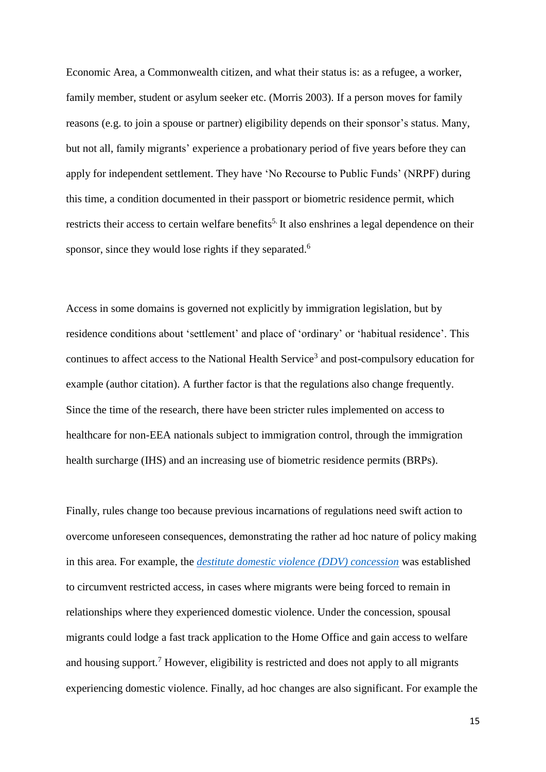Economic Area, a Commonwealth citizen, and what their status is: as a refugee, a worker, family member, student or asylum seeker etc. (Morris 2003). If a person moves for family reasons (e.g. to join a spouse or partner) eligibility depends on their sponsor's status. Many, but not all, family migrants' experience a probationary period of five years before they can apply for independent settlement. They have 'No Recourse to Public Funds' (NRPF) during this time, a condition documented in their passport or biometric residence permit, which restricts their access to certain welfare benefits[5]. It also enshrines a legal dependence on their sponsor, since they would lose rights if they separated.[6]

Access in some domains is governed not explicitly by immigration legislation, but by residence conditions about 'settlement' and place of 'ordinary' or 'habitual residence'. This continues to affect access to the National Health Service[3] and post-compulsory education for example (author citation). A further factor is that the regulations also change frequently. Since the time of the research, there have been stricter rules implemented on access to healthcare for non-EEA nationals subject to immigration control, through the immigration health surcharge (IHS) and an increasing use of biometric residence permits (BRPs).

Finally, rules change too because previous incarnations of regulations need swift action to overcome unforeseen consequences, demonstrating the rather ad hoc nature of policy making in this area. For example, the *destitute domestic violence (DDV) concession* was established to circumvent restricted access, in cases where migrants were being forced to remain in relationships where they experienced domestic violence. Under the concession, spousal migrants could lodge a fast track application to the Home Office and gain access to welfare and housing support.[7] However, eligibility is restricted and does not apply to all migrants experiencing domestic violence. Finally, ad hoc changes are also significant. For example the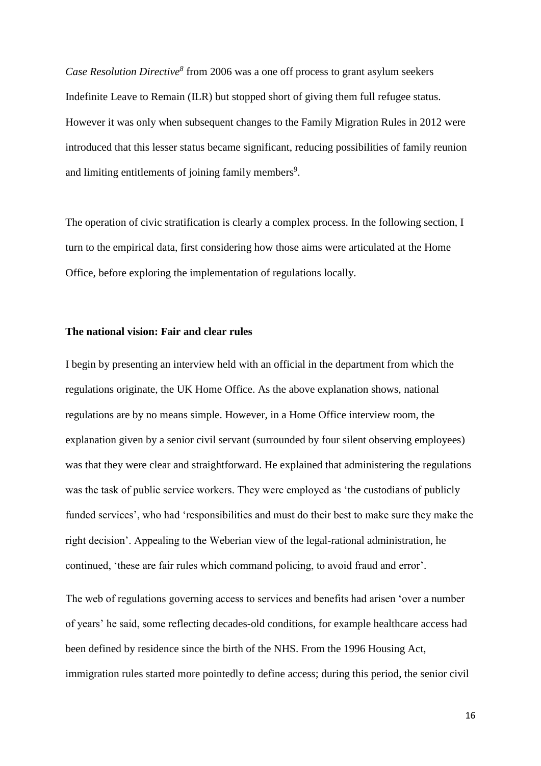*Case Resolution Directive*[8] from 2006 was a one off process to grant asylum seekers Indefinite Leave to Remain (ILR) but stopped short of giving them full refugee status. However it was only when subsequent changes to the Family Migration Rules in 2012 were introduced that this lesser status became significant, reducing possibilities of family reunion and limiting entitlements of joining family members[9].

The operation of civic stratification is clearly a complex process. In the following section, I turn to the empirical data, first considering how those aims were articulated at the Home Office, before exploring the implementation of regulations locally.

**The national vision: Fair and clear rules**

I begin by presenting an interview held with an official in the department from which the regulations originate, the UK Home Office. As the above explanation shows, national regulations are by no means simple. However, in a Home Office interview room, the explanation given by a senior civil servant (surrounded by four silent observing employees) was that they were clear and straightforward. He explained that administering the regulations was the task of public service workers. They were employed as 'the custodians of publicly funded services', who had 'responsibilities and must do their best to make sure they make the right decision'. Appealing to the Weberian view of the legal-rational administration, he continued, 'these are fair rules which command policing, to avoid fraud and error'.

The web of regulations governing access to services and benefits had arisen 'over a number of years' he said, some reflecting decades-old conditions, for example healthcare access had been defined by residence since the birth of the NHS. From the 1996 Housing Act, immigration rules started more pointedly to define access; during this period, the senior civil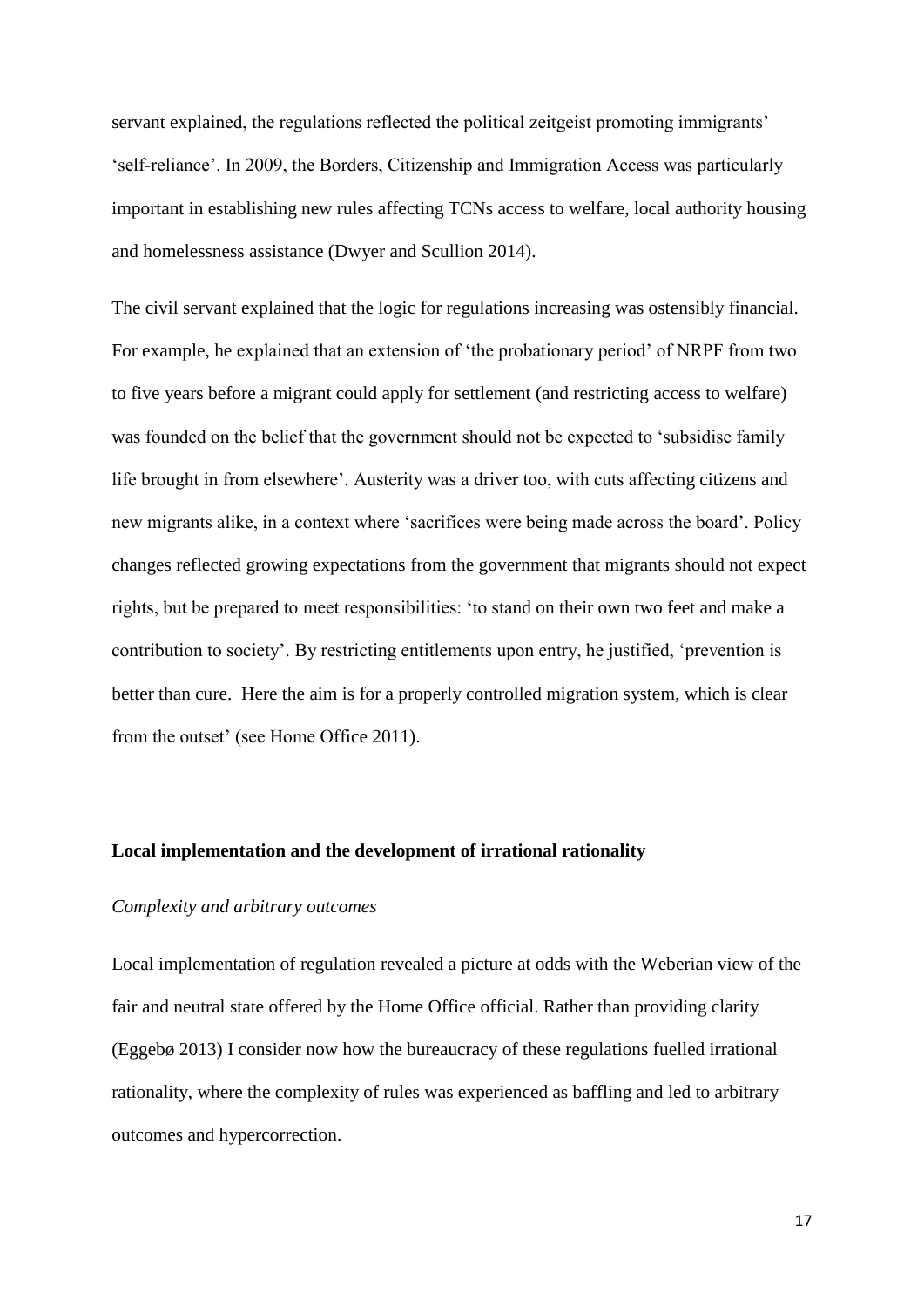servant explained, the regulations reflected the political zeitgeist promoting immigrants' 'self-reliance'. In 2009, the Borders, Citizenship and Immigration Access was particularly important in establishing new rules affecting TCNs access to welfare, local authority housing and homelessness assistance (Dwyer and Scullion 2014).

The civil servant explained that the logic for regulations increasing was ostensibly financial. For example, he explained that an extension of 'the probationary period' of NRPF from two to five years before a migrant could apply for settlement (and restricting access to welfare) was founded on the belief that the government should not be expected to 'subsidise family life brought in from elsewhere'. Austerity was a driver too, with cuts affecting citizens and new migrants alike, in a context where 'sacrifices were being made across the board'. Policy changes reflected growing expectations from the government that migrants should not expect rights, but be prepared to meet responsibilities: 'to stand on their own two feet and make a contribution to society'. By restricting entitlements upon entry, he justified, 'prevention is better than cure. Here the aim is for a properly controlled migration system, which is clear from the outset' (see Home Office 2011).

## Local implementation and the development of irrational rationality

### *Complexity and arbitrary outcomes*

Local implementation of regulation revealed a picture at odds with the Weberian view of the fair and neutral state offered by the Home Office official. Rather than providing clarity (Eggebø 2013) I consider now how the bureaucracy of these regulations fuelled irrational rationality, where the complexity of rules was experienced as baffling and led to arbitrary outcomes and hypercorrection.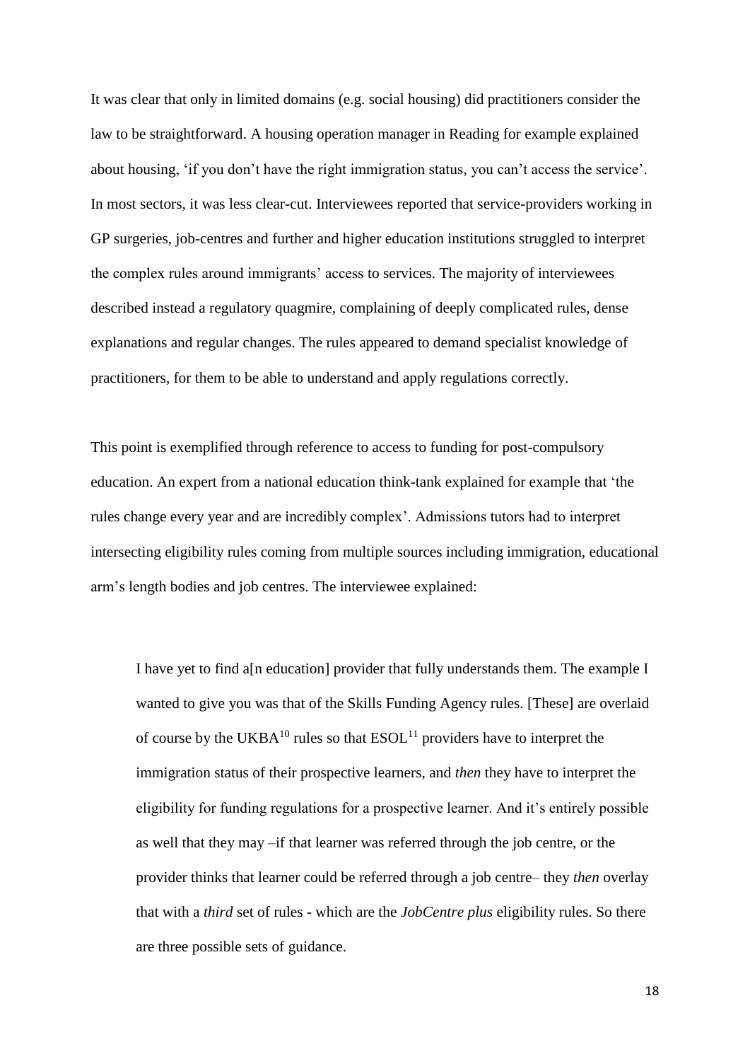It was clear that only in limited domains (e.g. social housing) did practitioners consider the law to be straightforward. A housing operation manager in Reading for example explained about housing, 'if you don't have the right immigration status, you can't access the service'. In most sectors, it was less clear-cut. Interviewees reported that service-providers working in GP surgeries, job-centres and further and higher education institutions struggled to interpret the complex rules around immigrants' access to services. The majority of interviewees described instead a regulatory quagmire, complaining of deeply complicated rules, dense explanations and regular changes. The rules appeared to demand specialist knowledge of practitioners, for them to be able to understand and apply regulations correctly.

This point is exemplified through reference to access to funding for post-compulsory education. An expert from a national education think-tank explained for example that 'the rules change every year and are incredibly complex'. Admissions tutors had to interpret intersecting eligibility rules coming from multiple sources including immigration, educational arm's length bodies and job centres. The interviewee explained:

> I have yet to find a[n education] provider that fully understands them. The example I wanted to give you was that of the Skills Funding Agency rules. [These] are overlaid of course by the UKBA[10] rules so that ESOL[11] providers have to interpret the immigration status of their prospective learners, and *then* they have to interpret the eligibility for funding regulations for a prospective learner. And it's entirely possible as well that they may –if that learner was referred through the job centre, or the provider thinks that learner could be referred through a job centre– they *then* overlay that with a *third* set of rules - which are the *JobCentre plus* eligibility rules. So there are three possible sets of guidance.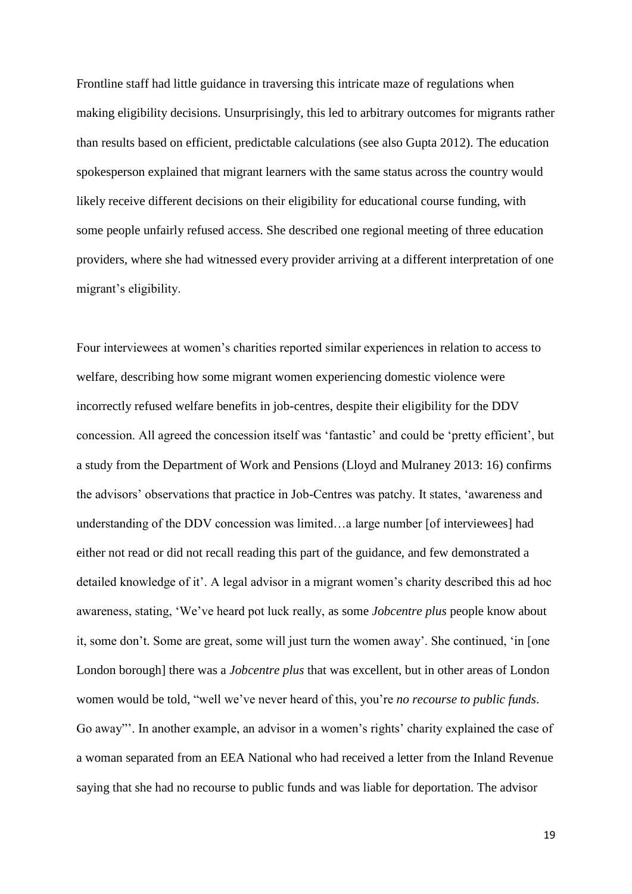Frontline staff had little guidance in traversing this intricate maze of regulations when making eligibility decisions. Unsurprisingly, this led to arbitrary outcomes for migrants rather than results based on efficient, predictable calculations (see also Gupta 2012). The education spokesperson explained that migrant learners with the same status across the country would likely receive different decisions on their eligibility for educational course funding, with some people unfairly refused access. She described one regional meeting of three education providers, where she had witnessed every provider arriving at a different interpretation of one migrant's eligibility.

Four interviewees at women's charities reported similar experiences in relation to access to welfare, describing how some migrant women experiencing domestic violence were incorrectly refused welfare benefits in job-centres, despite their eligibility for the DDV concession. All agreed the concession itself was 'fantastic' and could be 'pretty efficient', but a study from the Department of Work and Pensions (Lloyd and Mulraney 2013: 16) confirms the advisors' observations that practice in Job-Centres was patchy. It states, 'awareness and understanding of the DDV concession was limited…a large number [of interviewees] had either not read or did not recall reading this part of the guidance, and few demonstrated a detailed knowledge of it'. A legal advisor in a migrant women's charity described this ad hoc awareness, stating, 'We've heard pot luck really, as some *Jobcentre plus* people know about it, some don't. Some are great, some will just turn the women away'. She continued, 'in [one London borough] there was a *Jobcentre plus* that was excellent, but in other areas of London women would be told, "well we've never heard of this, you're *no recourse to public funds*. Go away"'. In another example, an advisor in a women's rights' charity explained the case of a woman separated from an EEA National who had received a letter from the Inland Revenue saying that she had no recourse to public funds and was liable for deportation. The advisor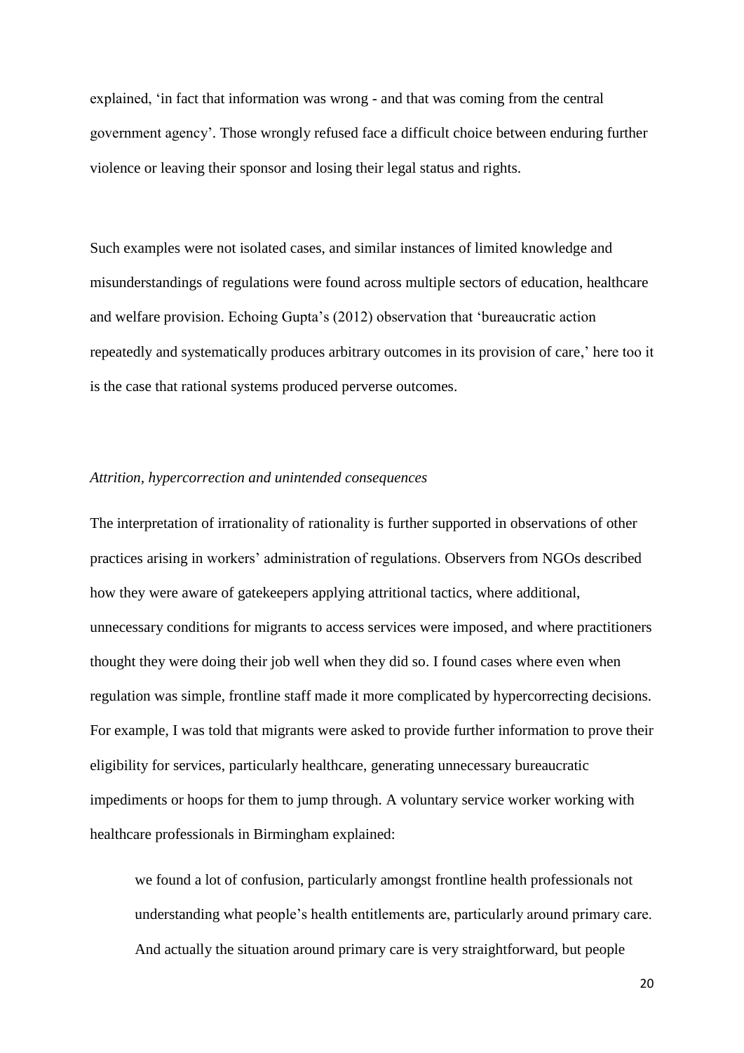explained, 'in fact that information was wrong - and that was coming from the central government agency'. Those wrongly refused face a difficult choice between enduring further violence or leaving their sponsor and losing their legal status and rights.

Such examples were not isolated cases, and similar instances of limited knowledge and misunderstandings of regulations were found across multiple sectors of education, healthcare and welfare provision. Echoing Gupta's (2012) observation that 'bureaucratic action repeatedly and systematically produces arbitrary outcomes in its provision of care,' here too it is the case that rational systems produced perverse outcomes.

*Attrition, hypercorrection and unintended consequences*

The interpretation of irrationality of rationality is further supported in observations of other practices arising in workers' administration of regulations. Observers from NGOs described how they were aware of gatekeepers applying attritional tactics, where additional, unnecessary conditions for migrants to access services were imposed, and where practitioners thought they were doing their job well when they did so. I found cases where even when regulation was simple, frontline staff made it more complicated by hypercorrecting decisions. For example, I was told that migrants were asked to provide further information to prove their eligibility for services, particularly healthcare, generating unnecessary bureaucratic impediments or hoops for them to jump through. A voluntary service worker working with healthcare professionals in Birmingham explained:

> we found a lot of confusion, particularly amongst frontline health professionals not understanding what people's health entitlements are, particularly around primary care. And actually the situation around primary care is very straightforward, but people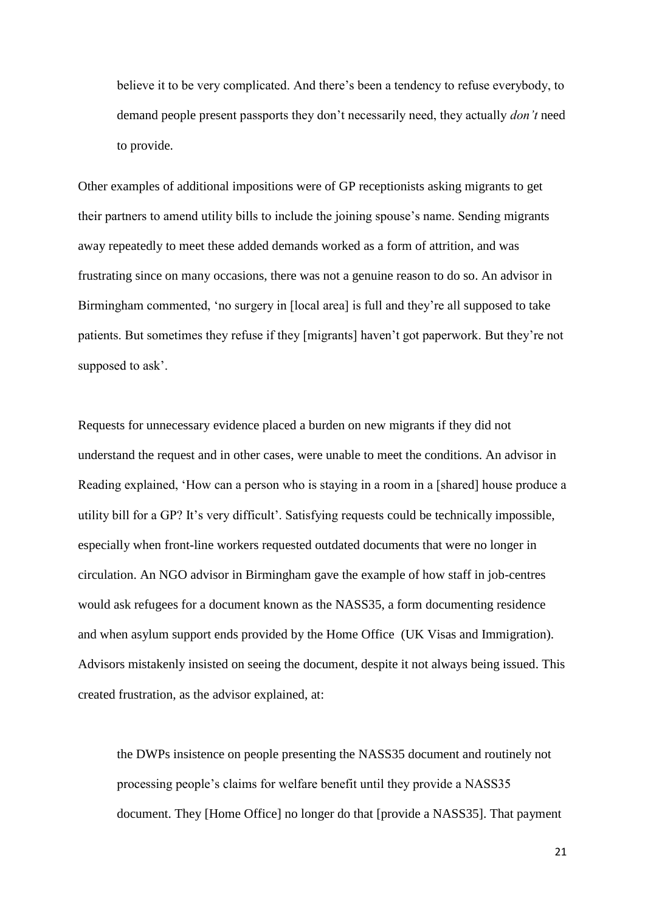> believe it to be very complicated. And there's been a tendency to refuse everybody, to demand people present passports they don't necessarily need, they actually *don't* need to provide.

Other examples of additional impositions were of GP receptionists asking migrants to get their partners to amend utility bills to include the joining spouse's name. Sending migrants away repeatedly to meet these added demands worked as a form of attrition, and was frustrating since on many occasions, there was not a genuine reason to do so. An advisor in Birmingham commented, 'no surgery in [local area] is full and they're all supposed to take patients. But sometimes they refuse if they [migrants] haven't got paperwork. But they're not supposed to ask'.

Requests for unnecessary evidence placed a burden on new migrants if they did not understand the request and in other cases, were unable to meet the conditions. An advisor in Reading explained, 'How can a person who is staying in a room in a [shared] house produce a utility bill for a GP? It's very difficult'. Satisfying requests could be technically impossible, especially when front-line workers requested outdated documents that were no longer in circulation. An NGO advisor in Birmingham gave the example of how staff in job-centres would ask refugees for a document known as the NASS35, a form documenting residence and when asylum support ends provided by the Home Office (UK Visas and Immigration). Advisors mistakenly insisted on seeing the document, despite it not always being issued. This created frustration, as the advisor explained, at:

> the DWPs insistence on people presenting the NASS35 document and routinely not processing people's claims for welfare benefit until they provide a NASS35 document. They [Home Office] no longer do that [provide a NASS35]. That payment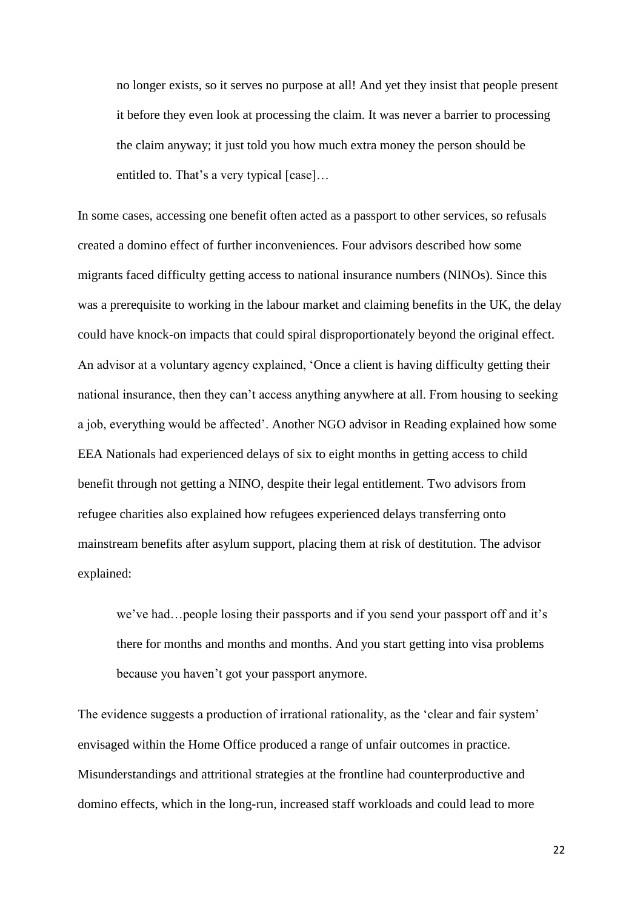> no longer exists, so it serves no purpose at all! And yet they insist that people present it before they even look at processing the claim. It was never a barrier to processing the claim anyway; it just told you how much extra money the person should be entitled to. That's a very typical [case]…

In some cases, accessing one benefit often acted as a passport to other services, so refusals created a domino effect of further inconveniences. Four advisors described how some migrants faced difficulty getting access to national insurance numbers (NINOs). Since this was a prerequisite to working in the labour market and claiming benefits in the UK, the delay could have knock-on impacts that could spiral disproportionately beyond the original effect. An advisor at a voluntary agency explained, 'Once a client is having difficulty getting their national insurance, then they can't access anything anywhere at all. From housing to seeking a job, everything would be affected'. Another NGO advisor in Reading explained how some EEA Nationals had experienced delays of six to eight months in getting access to child benefit through not getting a NINO, despite their legal entitlement. Two advisors from refugee charities also explained how refugees experienced delays transferring onto mainstream benefits after asylum support, placing them at risk of destitution. The advisor explained:

> we've had…people losing their passports and if you send your passport off and it's there for months and months and months. And you start getting into visa problems because you haven't got your passport anymore.

The evidence suggests a production of irrational rationality, as the 'clear and fair system' envisaged within the Home Office produced a range of unfair outcomes in practice. Misunderstandings and attritional strategies at the frontline had counterproductive and domino effects, which in the long-run, increased staff workloads and could lead to more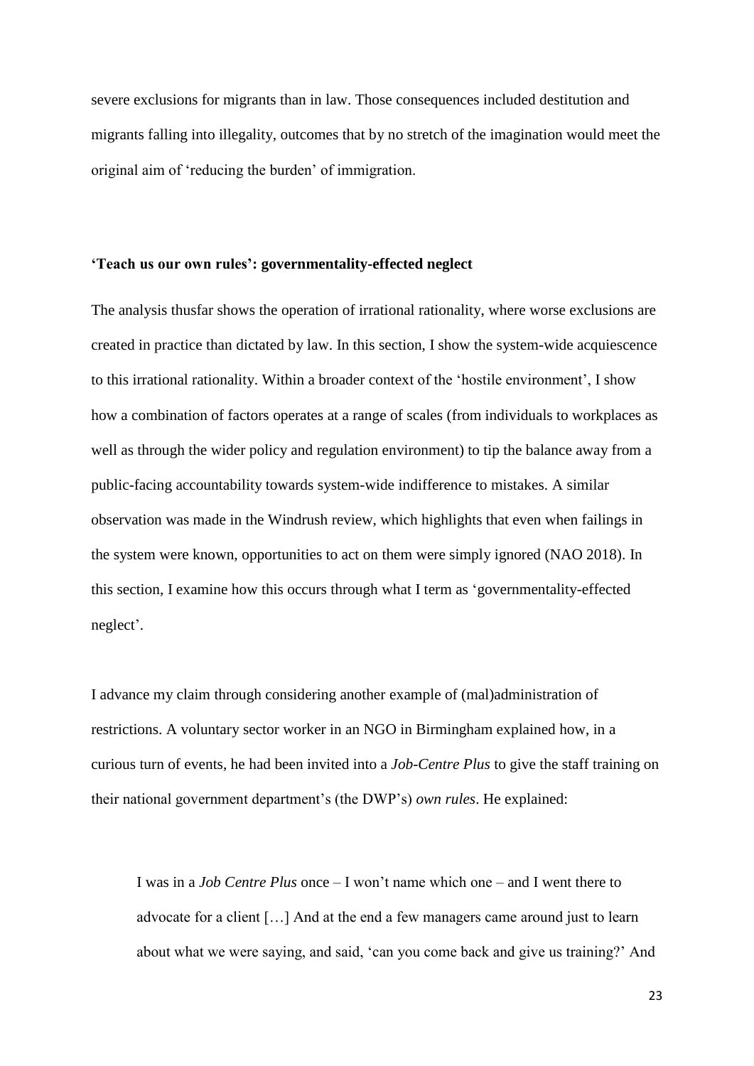severe exclusions for migrants than in law. Those consequences included destitution and migrants falling into illegality, outcomes that by no stretch of the imagination would meet the original aim of 'reducing the burden' of immigration.

### 'Teach us our own rules': governmentality-effected neglect

The analysis thusfar shows the operation of irrational rationality, where worse exclusions are created in practice than dictated by law. In this section, I show the system-wide acquiescence to this irrational rationality. Within a broader context of the 'hostile environment', I show how a combination of factors operates at a range of scales (from individuals to workplaces as well as through the wider policy and regulation environment) to tip the balance away from a public-facing accountability towards system-wide indifference to mistakes. A similar observation was made in the Windrush review, which highlights that even when failings in the system were known, opportunities to act on them were simply ignored (NAO 2018). In this section, I examine how this occurs through what I term as 'governmentality-effected neglect'.

I advance my claim through considering another example of (mal)administration of restrictions. A voluntary sector worker in an NGO in Birmingham explained how, in a curious turn of events, he had been invited into a *Job-Centre Plus* to give the staff training on their national government department's (the DWP's) *own rules*. He explained:

> I was in a *Job Centre Plus* once – I won't name which one – and I went there to advocate for a client […] And at the end a few managers came around just to learn about what we were saying, and said, 'can you come back and give us training?' And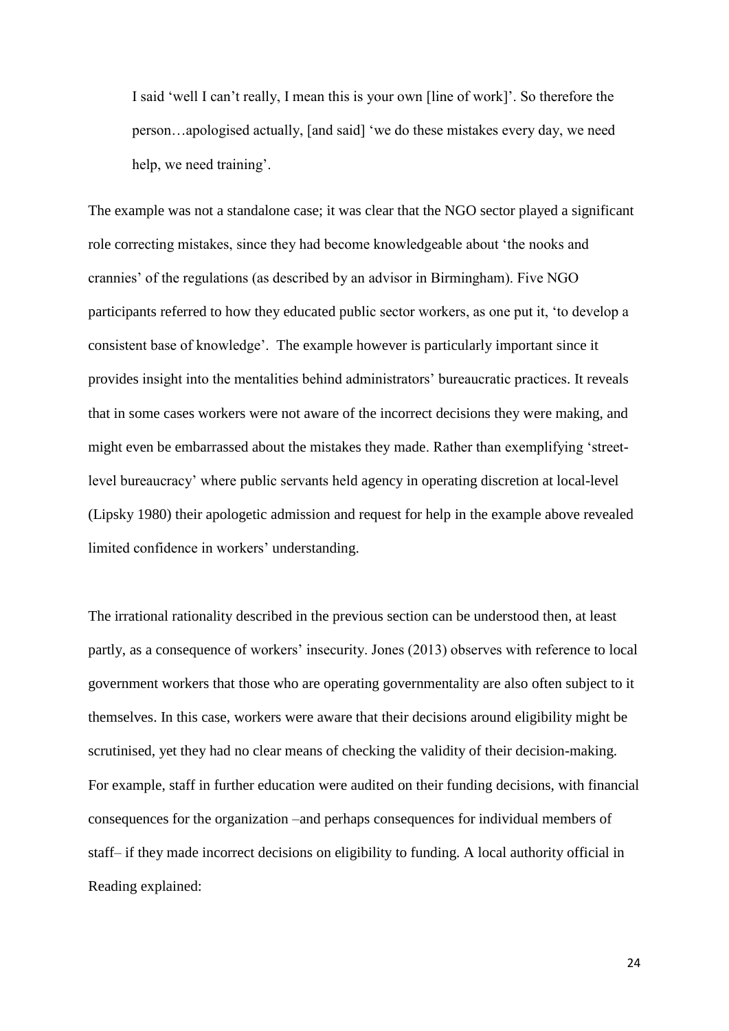> I said 'well I can't really, I mean this is your own [line of work]'. So therefore the person…apologised actually, [and said] 'we do these mistakes every day, we need help, we need training'.

The example was not a standalone case; it was clear that the NGO sector played a significant role correcting mistakes, since they had become knowledgeable about 'the nooks and crannies' of the regulations (as described by an advisor in Birmingham). Five NGO participants referred to how they educated public sector workers, as one put it, 'to develop a consistent base of knowledge'. The example however is particularly important since it provides insight into the mentalities behind administrators' bureaucratic practices. It reveals that in some cases workers were not aware of the incorrect decisions they were making, and might even be embarrassed about the mistakes they made. Rather than exemplifying 'street-level bureaucracy' where public servants held agency in operating discretion at local-level (Lipsky 1980) their apologetic admission and request for help in the example above revealed limited confidence in workers' understanding.

The irrational rationality described in the previous section can be understood then, at least partly, as a consequence of workers' insecurity. Jones (2013) observes with reference to local government workers that those who are operating governmentality are also often subject to it themselves. In this case, workers were aware that their decisions around eligibility might be scrutinised, yet they had no clear means of checking the validity of their decision-making. For example, staff in further education were audited on their funding decisions, with financial consequences for the organization –and perhaps consequences for individual members of staff– if they made incorrect decisions on eligibility to funding. A local authority official in Reading explained: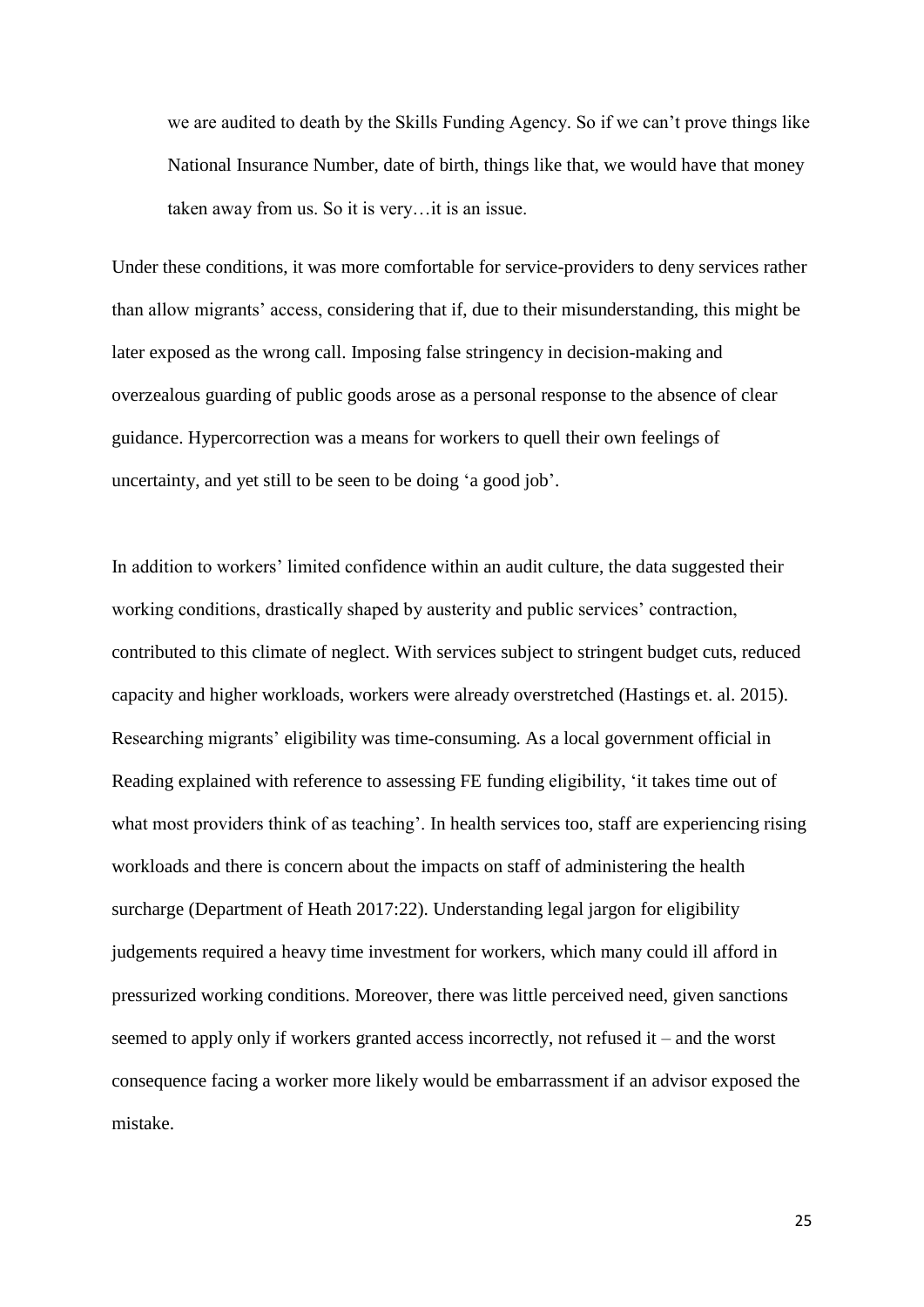> we are audited to death by the Skills Funding Agency. So if we can't prove things like National Insurance Number, date of birth, things like that, we would have that money taken away from us. So it is very…it is an issue.

Under these conditions, it was more comfortable for service-providers to deny services rather than allow migrants' access, considering that if, due to their misunderstanding, this might be later exposed as the wrong call. Imposing false stringency in decision-making and overzealous guarding of public goods arose as a personal response to the absence of clear guidance. Hypercorrection was a means for workers to quell their own feelings of uncertainty, and yet still to be seen to be doing 'a good job'.

In addition to workers' limited confidence within an audit culture, the data suggested their working conditions, drastically shaped by austerity and public services' contraction, contributed to this climate of neglect. With services subject to stringent budget cuts, reduced capacity and higher workloads, workers were already overstretched (Hastings et. al. 2015). Researching migrants' eligibility was time-consuming. As a local government official in Reading explained with reference to assessing FE funding eligibility, 'it takes time out of what most providers think of as teaching'. In health services too, staff are experiencing rising workloads and there is concern about the impacts on staff of administering the health surcharge (Department of Heath 2017:22). Understanding legal jargon for eligibility judgements required a heavy time investment for workers, which many could ill afford in pressurized working conditions. Moreover, there was little perceived need, given sanctions seemed to apply only if workers granted access incorrectly, not refused it – and the worst consequence facing a worker more likely would be embarrassment if an advisor exposed the mistake.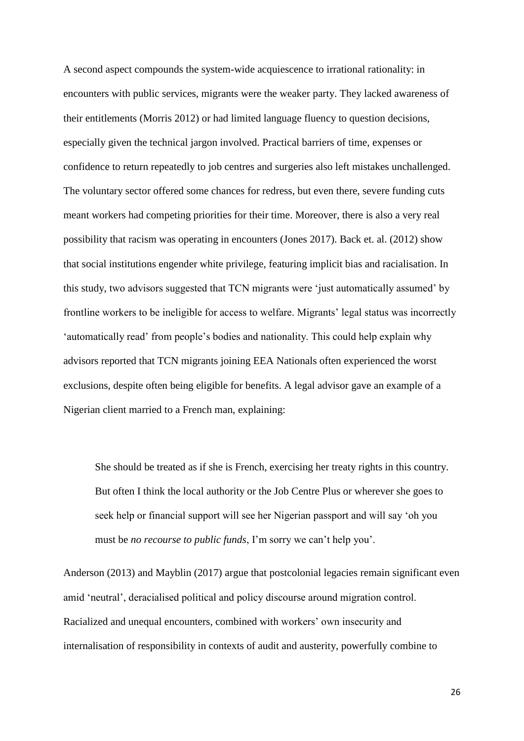A second aspect compounds the system-wide acquiescence to irrational rationality: in encounters with public services, migrants were the weaker party. They lacked awareness of their entitlements (Morris 2012) or had limited language fluency to question decisions, especially given the technical jargon involved. Practical barriers of time, expenses or confidence to return repeatedly to job centres and surgeries also left mistakes unchallenged. The voluntary sector offered some chances for redress, but even there, severe funding cuts meant workers had competing priorities for their time. Moreover, there is also a very real possibility that racism was operating in encounters (Jones 2017). Back et. al. (2012) show that social institutions engender white privilege, featuring implicit bias and racialisation. In this study, two advisors suggested that TCN migrants were 'just automatically assumed' by frontline workers to be ineligible for access to welfare. Migrants' legal status was incorrectly 'automatically read' from people's bodies and nationality. This could help explain why advisors reported that TCN migrants joining EEA Nationals often experienced the worst exclusions, despite often being eligible for benefits. A legal advisor gave an example of a Nigerian client married to a French man, explaining:

> She should be treated as if she is French, exercising her treaty rights in this country. But often I think the local authority or the Job Centre Plus or wherever she goes to seek help or financial support will see her Nigerian passport and will say 'oh you must be *no recourse to public funds*, I'm sorry we can't help you'.

Anderson (2013) and Mayblin (2017) argue that postcolonial legacies remain significant even amid 'neutral', deracialised political and policy discourse around migration control. Racialized and unequal encounters, combined with workers' own insecurity and internalisation of responsibility in contexts of audit and austerity, powerfully combine to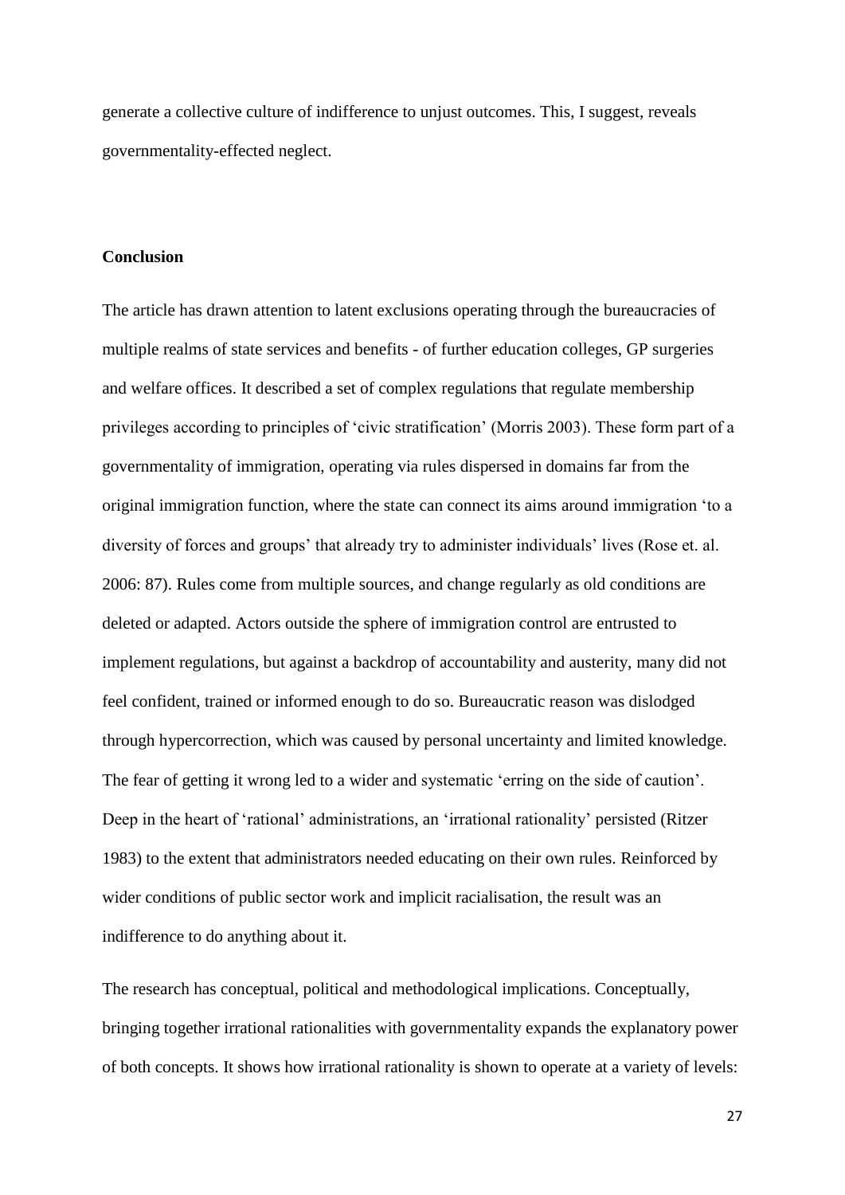generate a collective culture of indifference to unjust outcomes. This, I suggest, reveals governmentality-effected neglect.

## Conclusion

The article has drawn attention to latent exclusions operating through the bureaucracies of multiple realms of state services and benefits - of further education colleges, GP surgeries and welfare offices. It described a set of complex regulations that regulate membership privileges according to principles of 'civic stratification' (Morris 2003). These form part of a governmentality of immigration, operating via rules dispersed in domains far from the original immigration function, where the state can connect its aims around immigration 'to a diversity of forces and groups' that already try to administer individuals' lives (Rose et. al. 2006: 87). Rules come from multiple sources, and change regularly as old conditions are deleted or adapted. Actors outside the sphere of immigration control are entrusted to implement regulations, but against a backdrop of accountability and austerity, many did not feel confident, trained or informed enough to do so. Bureaucratic reason was dislodged through hypercorrection, which was caused by personal uncertainty and limited knowledge. The fear of getting it wrong led to a wider and systematic 'erring on the side of caution'. Deep in the heart of 'rational' administrations, an 'irrational rationality' persisted (Ritzer 1983) to the extent that administrators needed educating on their own rules. Reinforced by wider conditions of public sector work and implicit racialisation, the result was an indifference to do anything about it.

The research has conceptual, political and methodological implications. Conceptually, bringing together irrational rationalities with governmentality expands the explanatory power of both concepts. It shows how irrational rationality is shown to operate at a variety of levels: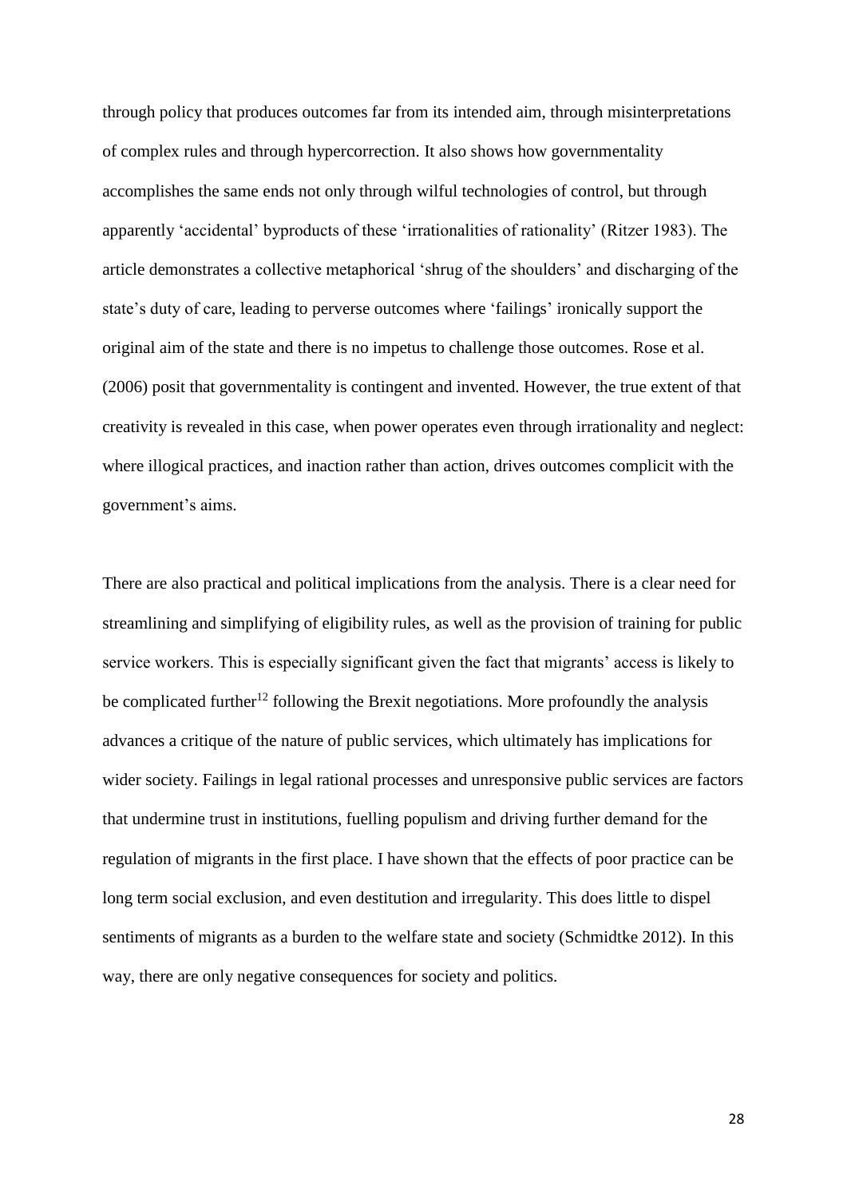through policy that produces outcomes far from its intended aim, through misinterpretations of complex rules and through hypercorrection. It also shows how governmentality accomplishes the same ends not only through wilful technologies of control, but through apparently 'accidental' byproducts of these 'irrationalities of rationality' (Ritzer 1983). The article demonstrates a collective metaphorical 'shrug of the shoulders' and discharging of the state's duty of care, leading to perverse outcomes where 'failings' ironically support the original aim of the state and there is no impetus to challenge those outcomes. Rose et al. (2006) posit that governmentality is contingent and invented. However, the true extent of that creativity is revealed in this case, when power operates even through irrationality and neglect: where illogical practices, and inaction rather than action, drives outcomes complicit with the government's aims.

There are also practical and political implications from the analysis. There is a clear need for streamlining and simplifying of eligibility rules, as well as the provision of training for public service workers. This is especially significant given the fact that migrants' access is likely to be complicated further[12] following the Brexit negotiations. More profoundly the analysis advances a critique of the nature of public services, which ultimately has implications for wider society. Failings in legal rational processes and unresponsive public services are factors that undermine trust in institutions, fuelling populism and driving further demand for the regulation of migrants in the first place. I have shown that the effects of poor practice can be long term social exclusion, and even destitution and irregularity. This does little to dispel sentiments of migrants as a burden to the welfare state and society (Schmidtke 2012). In this way, there are only negative consequences for society and politics.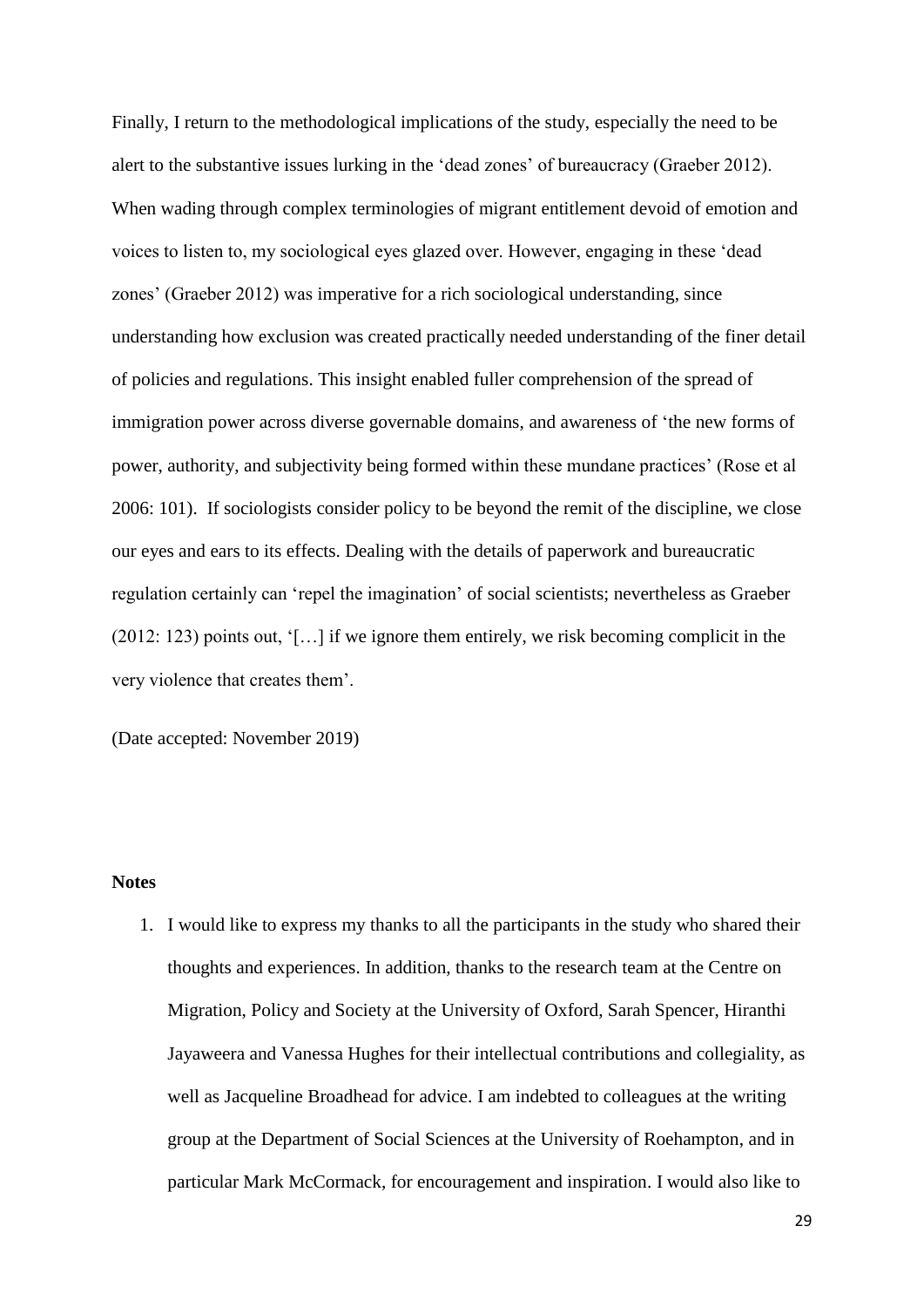Finally, I return to the methodological implications of the study, especially the need to be alert to the substantive issues lurking in the 'dead zones' of bureaucracy (Graeber 2012). When wading through complex terminologies of migrant entitlement devoid of emotion and voices to listen to, my sociological eyes glazed over. However, engaging in these 'dead zones' (Graeber 2012) was imperative for a rich sociological understanding, since understanding how exclusion was created practically needed understanding of the finer detail of policies and regulations. This insight enabled fuller comprehension of the spread of immigration power across diverse governable domains, and awareness of 'the new forms of power, authority, and subjectivity being formed within these mundane practices' (Rose et al 2006: 101). If sociologists consider policy to be beyond the remit of the discipline, we close our eyes and ears to its effects. Dealing with the details of paperwork and bureaucratic regulation certainly can 'repel the imagination' of social scientists; nevertheless as Graeber (2012: 123) points out, '[…] if we ignore them entirely, we risk becoming complicit in the very violence that creates them'.

(Date accepted: November 2019)

**Notes**

1. I would like to express my thanks to all the participants in the study who shared their thoughts and experiences. In addition, thanks to the research team at the Centre on Migration, Policy and Society at the University of Oxford, Sarah Spencer, Hiranthi Jayaweera and Vanessa Hughes for their intellectual contributions and collegiality, as well as Jacqueline Broadhead for advice. I am indebted to colleagues at the writing group at the Department of Social Sciences at the University of Roehampton, and in particular Mark McCormack, for encouragement and inspiration. I would also like to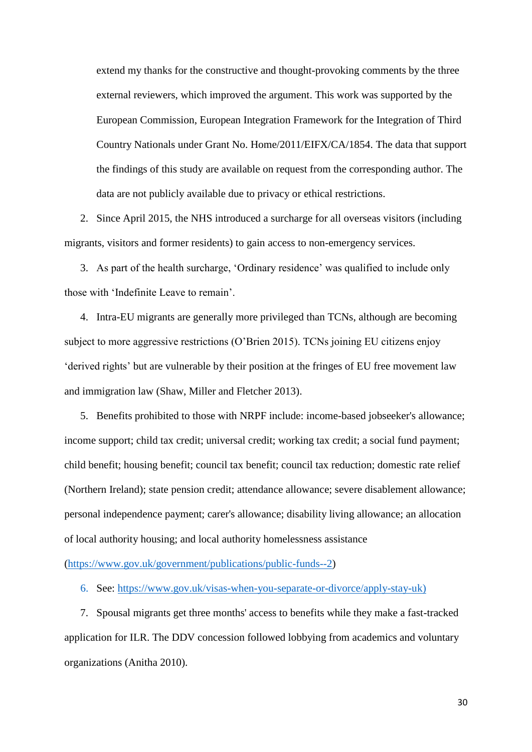extend my thanks for the constructive and thought-provoking comments by the three external reviewers, which improved the argument. This work was supported by the European Commission, European Integration Framework for the Integration of Third Country Nationals under Grant No. Home/2011/EIFX/CA/1854. The data that support the findings of this study are available on request from the corresponding author. The data are not publicly available due to privacy or ethical restrictions.

2. Since April 2015, the NHS introduced a surcharge for all overseas visitors (including migrants, visitors and former residents) to gain access to non-emergency services.

3. As part of the health surcharge, 'Ordinary residence' was qualified to include only those with 'Indefinite Leave to remain'.

4. Intra-EU migrants are generally more privileged than TCNs, although are becoming subject to more aggressive restrictions (O'Brien 2015). TCNs joining EU citizens enjoy 'derived rights' but are vulnerable by their position at the fringes of EU free movement law and immigration law (Shaw, Miller and Fletcher 2013).

5. Benefits prohibited to those with NRPF include: income-based jobseeker's allowance; income support; child tax credit; universal credit; working tax credit; a social fund payment; child benefit; housing benefit; council tax benefit; council tax reduction; domestic rate relief (Northern Ireland); state pension credit; attendance allowance; severe disablement allowance; personal independence payment; carer's allowance; disability living allowance; an allocation of local authority housing; and local authority homelessness assistance (https://www.gov.uk/government/publications/public-funds--2)

6. See: https://www.gov.uk/visas-when-you-separate-or-divorce/apply-stay-uk)

7. Spousal migrants get three months' access to benefits while they make a fast-tracked application for ILR. The DDV concession followed lobbying from academics and voluntary organizations (Anitha 2010).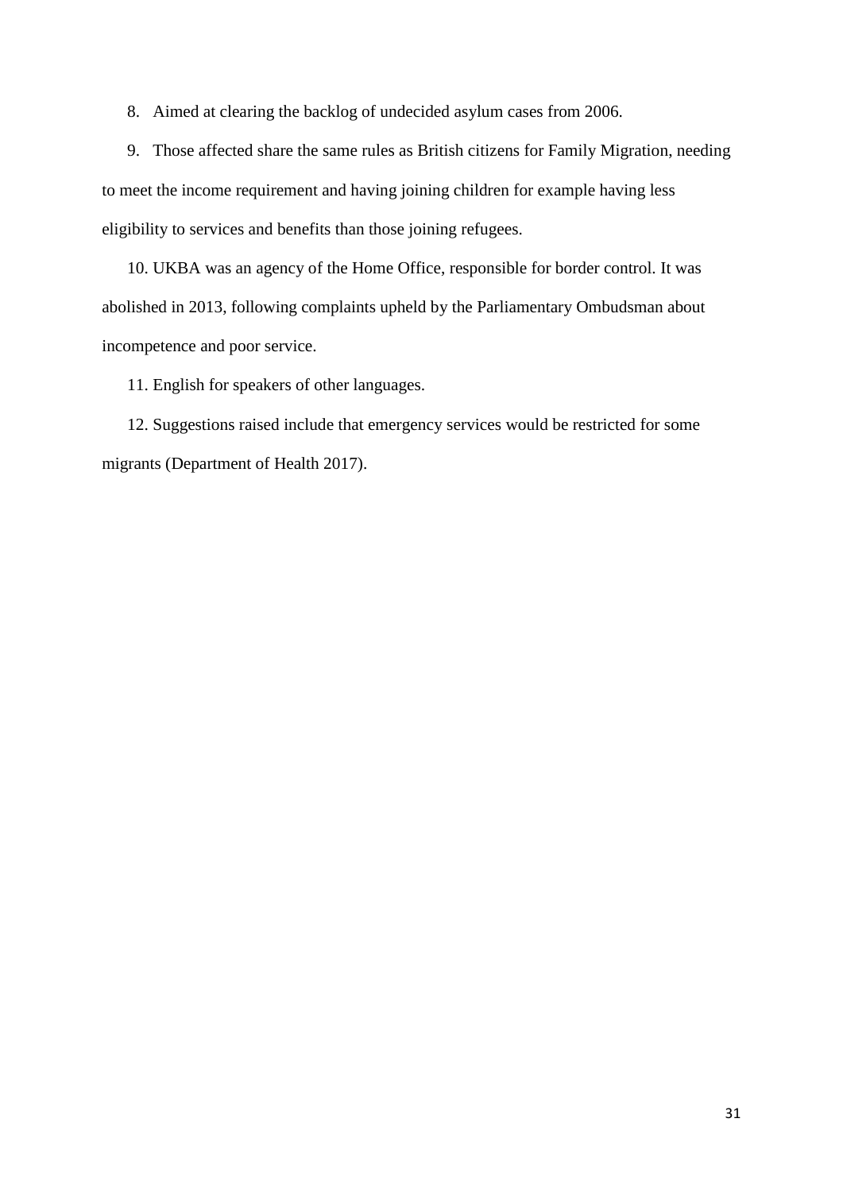8. Aimed at clearing the backlog of undecided asylum cases from 2006.

9. Those affected share the same rules as British citizens for Family Migration, needing to meet the income requirement and having joining children for example having less eligibility to services and benefits than those joining refugees.

10. UKBA was an agency of the Home Office, responsible for border control. It was abolished in 2013, following complaints upheld by the Parliamentary Ombudsman about incompetence and poor service.

11. English for speakers of other languages.

12. Suggestions raised include that emergency services would be restricted for some migrants (Department of Health 2017).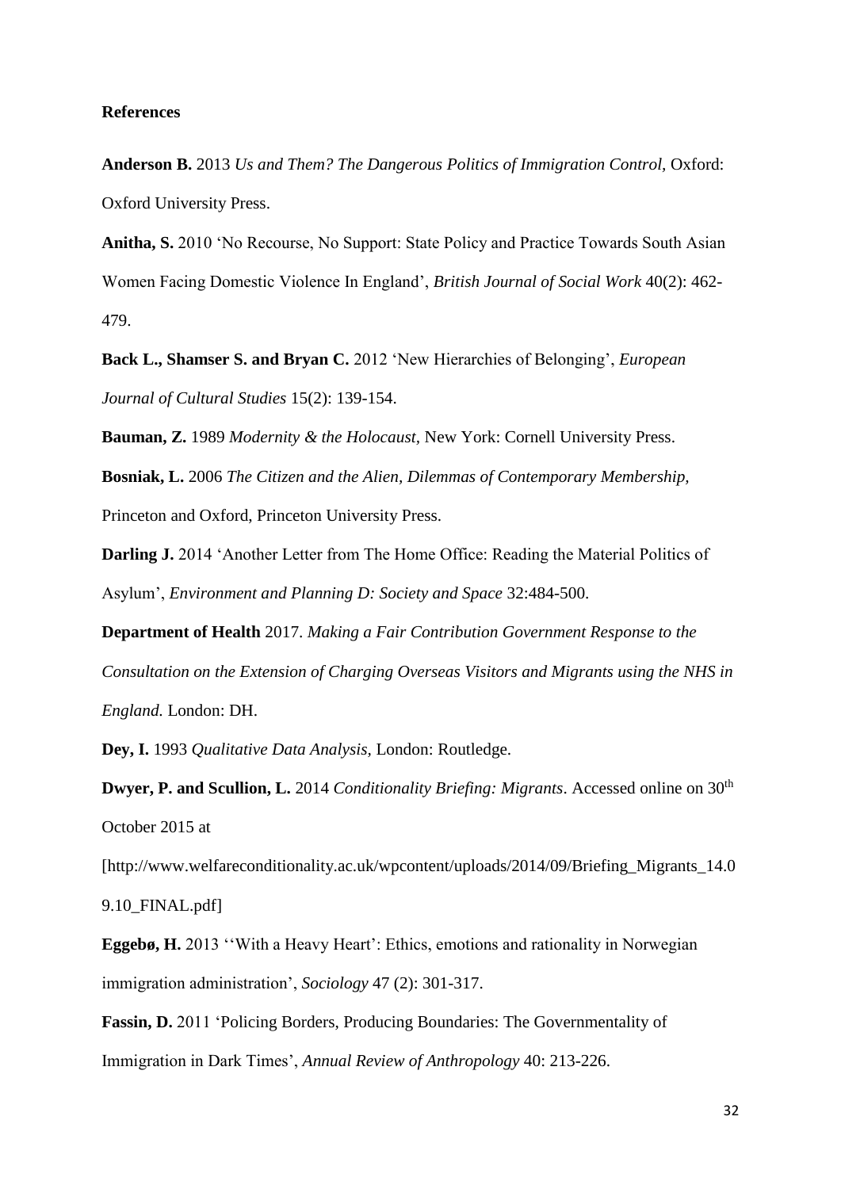**References**

**Anderson B.** 2013 *Us and Them? The Dangerous Politics of Immigration Control*, Oxford: Oxford University Press.

**Anitha, S.** 2010 'No Recourse, No Support: State Policy and Practice Towards South Asian Women Facing Domestic Violence In England', *British Journal of Social Work* 40(2): 462-479.

**Back L., Shamser S. and Bryan C.** 2012 'New Hierarchies of Belonging', *European Journal of Cultural Studies* 15(2): 139-154.

**Bauman, Z.** 1989 *Modernity & the Holocaust*, New York: Cornell University Press.

**Bosniak, L.** 2006 *The Citizen and the Alien, Dilemmas of Contemporary Membership*, Princeton and Oxford, Princeton University Press.

**Darling J.** 2014 'Another Letter from The Home Office: Reading the Material Politics of Asylum', *Environment and Planning D: Society and Space* 32:484-500.

**Department of Health** 2017. *Making a Fair Contribution Government Response to the Consultation on the Extension of Charging Overseas Visitors and Migrants using the NHS in England.* London: DH.

**Dey, I.** 1993 *Qualitative Data Analysis*, London: Routledge.

**Dwyer, P. and Scullion, L.** 2014 *Conditionality Briefing: Migrants*. Accessed online on 30th October 2015 at [http://www.welfareconditionality.ac.uk/wpcontent/uploads/2014/09/Briefing_Migrants_14.09.10_FINAL.pdf]

**Eggebø, H.** 2013 ''With a Heavy Heart': Ethics, emotions and rationality in Norwegian immigration administration', *Sociology* 47 (2): 301-317.

**Fassin, D.** 2011 'Policing Borders, Producing Boundaries: The Governmentality of Immigration in Dark Times', *Annual Review of Anthropology* 40: 213-226.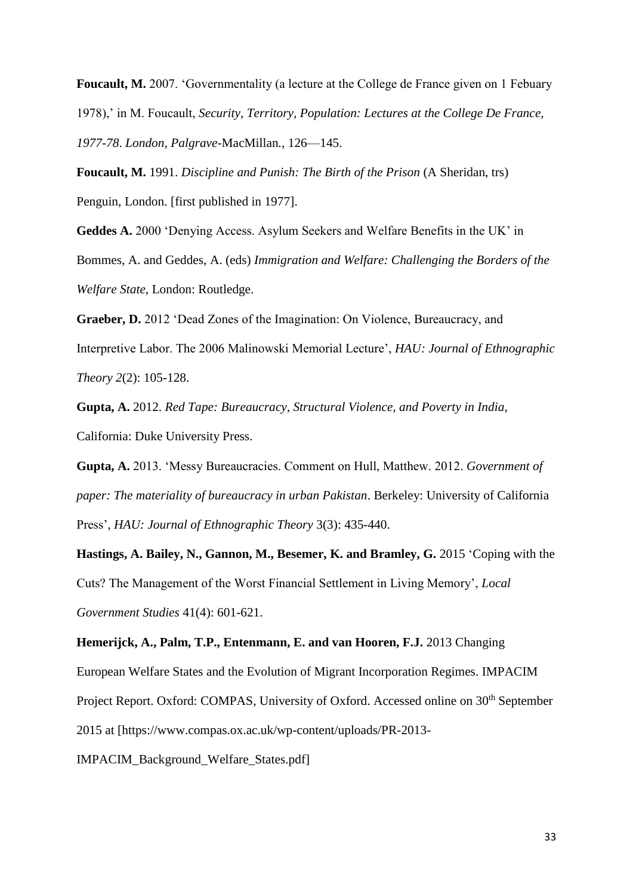**Foucault, M.** 2007. 'Governmentality (a lecture at the College de France given on 1 Febuary 1978),' in M. Foucault, *Security, Territory, Population: Lectures at the College De France, 1977-78*. *London, Palgrave*-MacMillan., 126—145.

**Foucault, M.** 1991. *Discipline and Punish: The Birth of the Prison* (A Sheridan, trs) Penguin, London. [first published in 1977].

**Geddes A.** 2000 'Denying Access. Asylum Seekers and Welfare Benefits in the UK' in Bommes, A. and Geddes, A. (eds) *Immigration and Welfare: Challenging the Borders of the Welfare State*, London: Routledge.

**Graeber, D.** 2012 'Dead Zones of the Imagination: On Violence, Bureaucracy, and Interpretive Labor. The 2006 Malinowski Memorial Lecture', *HAU: Journal of Ethnographic Theory 2*(2): 105-128.

**Gupta, A.** 2012. *Red Tape: Bureaucracy, Structural Violence, and Poverty in India*, California: Duke University Press.

**Gupta, A.** 2013. 'Messy Bureaucracies. Comment on Hull, Matthew. 2012. *Government of paper: The materiality of bureaucracy in urban Pakistan*. Berkeley: University of California Press', *HAU: Journal of Ethnographic Theory* 3(3): 435-440.

**Hastings, A. Bailey, N., Gannon, M., Besemer, K. and Bramley, G.** 2015 'Coping with the Cuts? The Management of the Worst Financial Settlement in Living Memory', *Local Government Studies* 41(4): 601-621.

**Hemerijck, A., Palm, T.P., Entenmann, E. and van Hooren, F.J.** 2013 Changing European Welfare States and the Evolution of Migrant Incorporation Regimes. IMPACIM Project Report. Oxford: COMPAS, University of Oxford. Accessed online on 30th September 2015 at [https://www.compas.ox.ac.uk/wp-content/uploads/PR-2013-IMPACIM_Background_Welfare_States.pdf]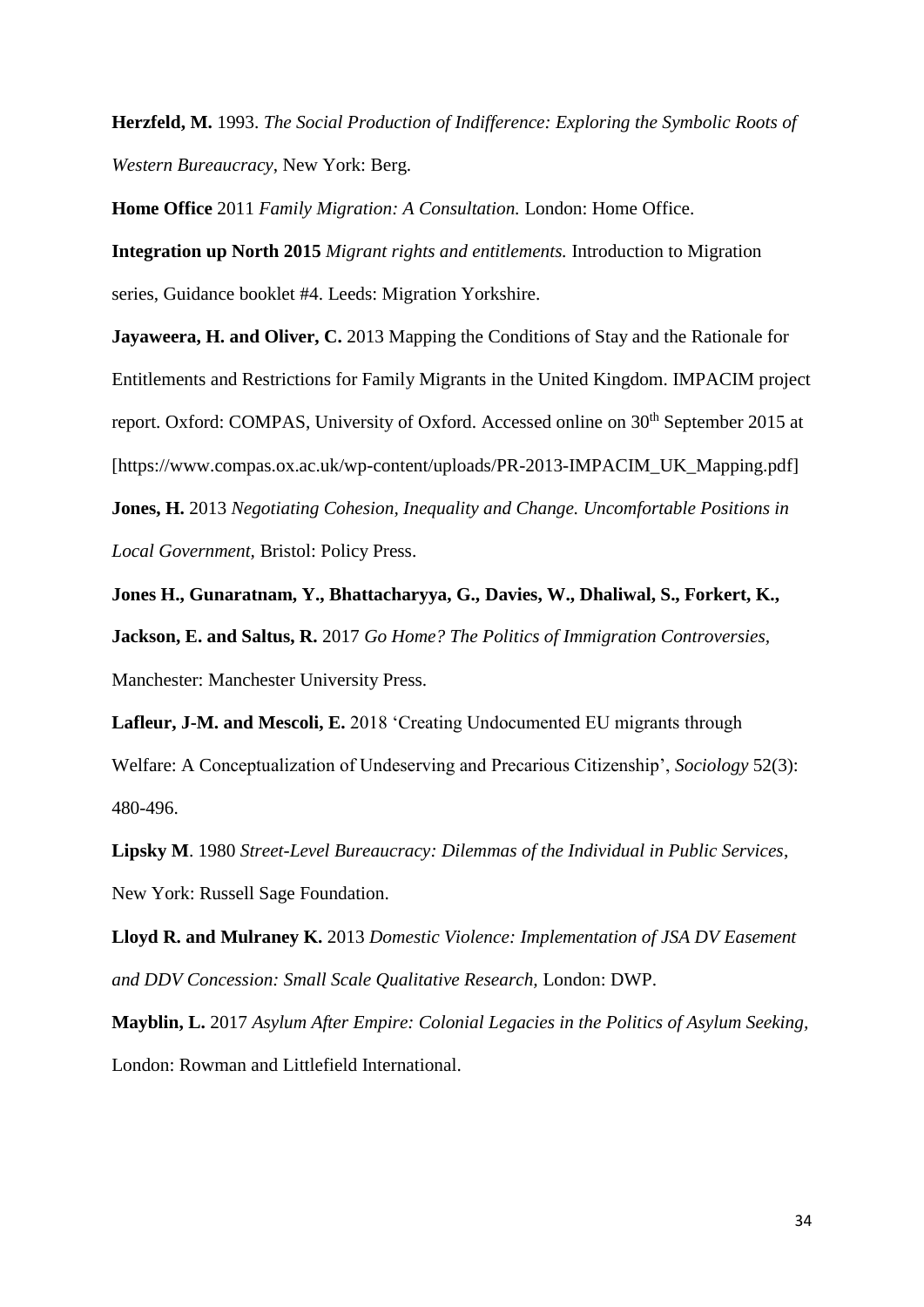**Herzfeld, M.** 1993. *The Social Production of Indifference: Exploring the Symbolic Roots of Western Bureaucracy*, New York: Berg.

**Home Office** 2011 *Family Migration: A Consultation.* London: Home Office.

**Integration up North 2015** *Migrant rights and entitlements.* Introduction to Migration series, Guidance booklet #4. Leeds: Migration Yorkshire.

**Jayaweera, H. and Oliver, C.** 2013 Mapping the Conditions of Stay and the Rationale for Entitlements and Restrictions for Family Migrants in the United Kingdom. IMPACIM project report. Oxford: COMPAS, University of Oxford. Accessed online on 30th September 2015 at [https://www.compas.ox.ac.uk/wp-content/uploads/PR-2013-IMPACIM_UK_Mapping.pdf]

**Jones, H.** 2013 *Negotiating Cohesion, Inequality and Change. Uncomfortable Positions in Local Government*, Bristol: Policy Press.

**Jones H., Gunaratnam, Y., Bhattacharyya, G., Davies, W., Dhaliwal, S., Forkert, K., Jackson, E. and Saltus, R.** 2017 *Go Home? The Politics of Immigration Controversies*, Manchester: Manchester University Press.

**Lafleur, J-M. and Mescoli, E.** 2018 'Creating Undocumented EU migrants through Welfare: A Conceptualization of Undeserving and Precarious Citizenship', *Sociology* 52(3): 480-496.

**Lipsky M**. 1980 *Street-Level Bureaucracy: Dilemmas of the Individual in Public Services*, New York: Russell Sage Foundation.

**Lloyd R. and Mulraney K.** 2013 *Domestic Violence: Implementation of JSA DV Easement and DDV Concession: Small Scale Qualitative Research*, London: DWP.

**Mayblin, L.** 2017 *Asylum After Empire: Colonial Legacies in the Politics of Asylum Seeking*, London: Rowman and Littlefield International.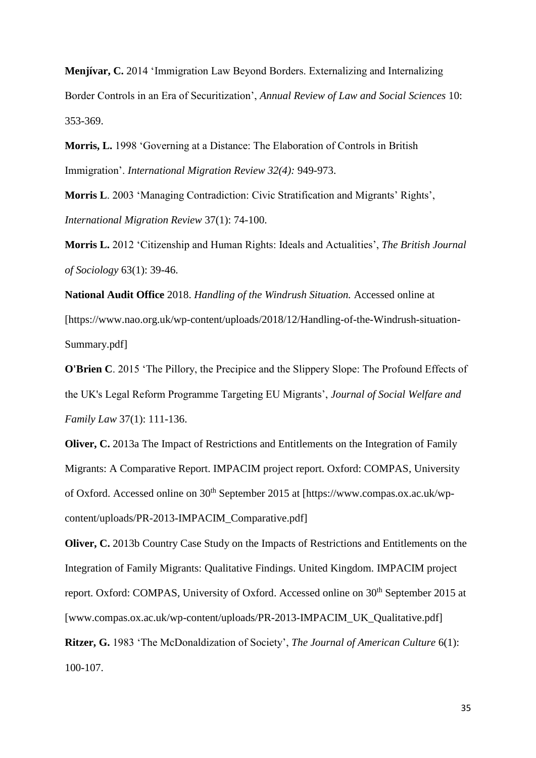**Menjívar, C.** 2014 'Immigration Law Beyond Borders. Externalizing and Internalizing Border Controls in an Era of Securitization', *Annual Review of Law and Social Sciences* 10: 353-369.

**Morris, L.** 1998 'Governing at a Distance: The Elaboration of Controls in British Immigration'. *International Migration Review 32(4):* 949-973.

**Morris L**. 2003 'Managing Contradiction: Civic Stratification and Migrants' Rights', *International Migration Review* 37(1): 74-100.

**Morris L.** 2012 'Citizenship and Human Rights: Ideals and Actualities', *The British Journal of Sociology* 63(1): 39-46.

**National Audit Office** 2018. *Handling of the Windrush Situation.* Accessed online at [https://www.nao.org.uk/wp-content/uploads/2018/12/Handling-of-the-Windrush-situation-Summary.pdf]

**O'Brien C**. 2015 'The Pillory, the Precipice and the Slippery Slope: The Profound Effects of the UK's Legal Reform Programme Targeting EU Migrants', *Journal of Social Welfare and Family Law* 37(1): 111-136.

**Oliver, C.** 2013a The Impact of Restrictions and Entitlements on the Integration of Family Migrants: A Comparative Report. IMPACIM project report. Oxford: COMPAS, University of Oxford. Accessed online on 30th September 2015 at [https://www.compas.ox.ac.uk/wp-content/uploads/PR-2013-IMPACIM_Comparative.pdf]

**Oliver, C.** 2013b Country Case Study on the Impacts of Restrictions and Entitlements on the Integration of Family Migrants: Qualitative Findings. United Kingdom. IMPACIM project report. Oxford: COMPAS, University of Oxford. Accessed online on 30th September 2015 at [www.compas.ox.ac.uk/wp-content/uploads/PR-2013-IMPACIM_UK_Qualitative.pdf]

**Ritzer, G.** 1983 'The McDonaldization of Society', *The Journal of American Culture* 6(1): 100-107.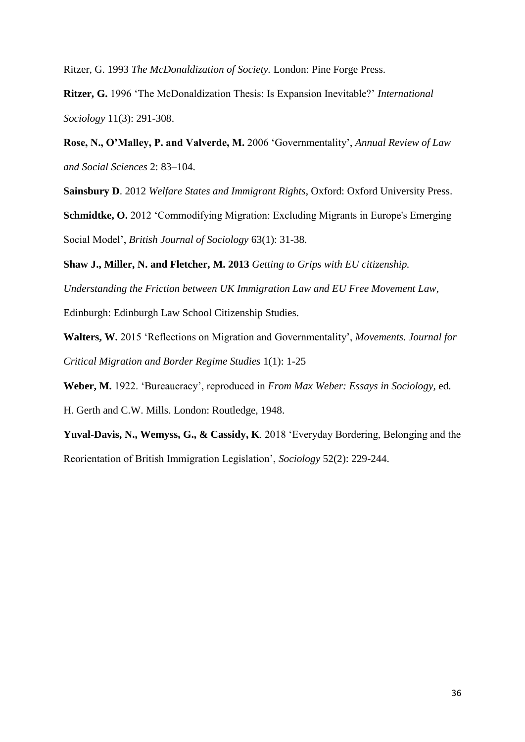Ritzer, G. 1993 *The McDonaldization of Society.* London: Pine Forge Press.

**Ritzer, G.** 1996 'The McDonaldization Thesis: Is Expansion Inevitable?' *International Sociology* 11(3): 291-308.

**Rose, N., O'Malley, P. and Valverde, M.** 2006 'Governmentality', *Annual Review of Law and Social Sciences* 2: 83–104.

**Sainsbury D**. 2012 *Welfare States and Immigrant Rights*, Oxford: Oxford University Press.

**Schmidtke, O.** 2012 'Commodifying Migration: Excluding Migrants in Europe's Emerging Social Model', *British Journal of Sociology* 63(1): 31-38.

**Shaw J., Miller, N. and Fletcher, M. 2013** *Getting to Grips with EU citizenship. Understanding the Friction between UK Immigration Law and EU Free Movement Law*, Edinburgh: Edinburgh Law School Citizenship Studies.

**Walters, W.** 2015 'Reflections on Migration and Governmentality', *Movements. Journal for Critical Migration and Border Regime Studies* 1(1): 1-25

**Weber, M.** 1922. 'Bureaucracy', reproduced in *From Max Weber: Essays in Sociology,* ed. H. Gerth and C.W. Mills. London: Routledge, 1948.

**Yuval-Davis, N., Wemyss, G., & Cassidy, K**. 2018 'Everyday Bordering, Belonging and the Reorientation of British Immigration Legislation', *Sociology* 52(2): 229-244.